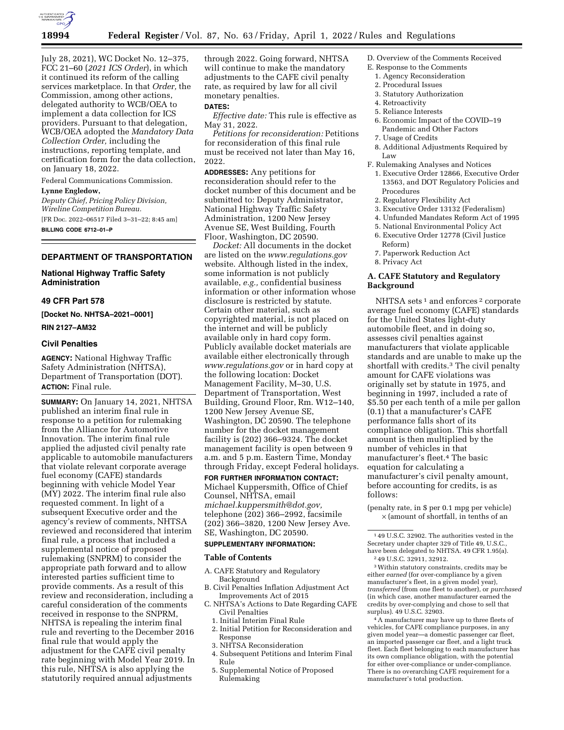July 28, 2021), WC Docket No. 12–375, FCC 21–60 (*2021 ICS Order*), in which it continued its reform of the calling services marketplace. In that *Order,* the Commission, among other actions, delegated authority to WCB/OEA to implement a data collection for ICS providers. Pursuant to that delegation, WCB/OEA adopted the *Mandatory Data Collection Order,* including the instructions, reporting template, and certification form for the data collection, on January 18, 2022.

Federal Communications Commission.

**Lynne Engledow,**

*Deputy Chief, Pricing Policy Division, Wireline Competition Bureau.*

[FR Doc. 2022–06517 Filed 3–31–22; 8:45 am]

**BILLING CODE 6712–01–P**

## DEPARTMENT OF TRANSPORTATION

### National Highway Traffic Safety Administration

### 49 CFR Part 578

**[Docket No. NHTSA–2021–0001]**

**RIN 2127–AM32**

### Civil Penalties

**AGENCY:** National Highway Traffic Safety Administration (NHTSA), Department of Transportation (DOT).

**ACTION:** Final rule.

**SUMMARY:** On January 14, 2021, NHTSA published an interim final rule in response to a petition for rulemaking from the Alliance for Automotive Innovation. The interim final rule applied the adjusted civil penalty rate applicable to automobile manufacturers that violate relevant corporate average fuel economy (CAFE) standards beginning with vehicle Model Year (MY) 2022. The interim final rule also requested comment. In light of a subsequent Executive order and the agency's review of comments, NHTSA reviewed and reconsidered that interim final rule, a process that included a supplemental notice of proposed rulemaking (SNPRM) to consider the appropriate path forward and to allow interested parties sufficient time to provide comments. As a result of this review and reconsideration, including a careful consideration of the comments received in response to the SNPRM, NHTSA is repealing the interim final rule and reverting to the December 2016 final rule that would apply the adjustment for the CAFE civil penalty rate beginning with Model Year 2019. In this rule, NHTSA is also applying the statutorily required annual adjustments through 2022. Going forward, NHTSA will continue to make the mandatory adjustments to the CAFE civil penalty rate, as required by law for all civil monetary penalties.

**DATES:**

*Effective date:* This rule is effective as May 31, 2022.

*Petitions for reconsideration:* Petitions for reconsideration of this final rule must be received not later than May 16, 2022.

**ADDRESSES:** Any petitions for reconsideration should refer to the docket number of this document and be submitted to: Deputy Administrator, National Highway Traffic Safety Administration, 1200 New Jersey Avenue SE, West Building, Fourth Floor, Washington, DC 20590.

*Docket:* All documents in the docket are listed on the *www.regulations.gov* website. Although listed in the index, some information is not publicly available, *e.g.,* confidential business information or other information whose disclosure is restricted by statute. Certain other material, such as copyrighted material, is not placed on the internet and will be publicly available only in hard copy form. Publicly available docket materials are available either electronically through *www.regulations.gov* or in hard copy at the following location: Docket Management Facility, M–30, U.S. Department of Transportation, West Building, Ground Floor, Rm. W12–140, 1200 New Jersey Avenue SE, Washington, DC 20590. The telephone number for the docket management facility is (202) 366–9324. The docket management facility is open between 9 a.m. and 5 p.m. Eastern Time, Monday through Friday, except Federal holidays.

**FOR FURTHER INFORMATION CONTACT:** Michael Kuppersmith, Office of Chief Counsel, NHTSA, email *michael.kuppersmith@dot.gov,* telephone (202) 366–2992, facsimile (202) 366–3820, 1200 New Jersey Ave. SE, Washington, DC 20590.

**SUPPLEMENTARY INFORMATION:**

**Table of Contents**

A. CAFE Statutory and Regulatory Background
B. Civil Penalties Inflation Adjustment Act Improvements Act of 2015
C. NHTSA's Actions to Date Regarding CAFE Civil Penalties
  1. Initial Interim Final Rule
  2. Initial Petition for Reconsideration and Response
  3. NHTSA Reconsideration
  4. Subsequent Petitions and Interim Final Rule
  5. Supplemental Notice of Proposed Rulemaking
D. Overview of the Comments Received
E. Response to the Comments
  1. Agency Reconsideration
  2. Procedural Issues
  3. Statutory Authorization
  4. Retroactivity
  5. Reliance Interests
  6. Economic Impact of the COVID–19 Pandemic and Other Factors
  7. Usage of Credits
  8. Additional Adjustments Required by Law
F. Rulemaking Analyses and Notices
  1. Executive Order 12866, Executive Order 13563, and DOT Regulatory Policies and Procedures
  2. Regulatory Flexibility Act
  3. Executive Order 13132 (Federalism)
  4. Unfunded Mandates Reform Act of 1995
  5. National Environmental Policy Act
  6. Executive Order 12778 (Civil Justice Reform)
  7. Paperwork Reduction Act
  8. Privacy Act

### A. CAFE Statutory and Regulatory Background

NHTSA sets [1] and enforces [2] corporate average fuel economy (CAFE) standards for the United States light-duty automobile fleet, and in doing so, assesses civil penalties against manufacturers that violate applicable standards and are unable to make up the shortfall with credits.[3] The civil penalty amount for CAFE violations was originally set by statute in 1975, and beginning in 1997, included a rate of $5.50 per each tenth of a mile per gallon (0.1) that a manufacturer's CAFE performance falls short of its compliance obligation. This shortfall amount is then multiplied by the number of vehicles in that manufacturer's fleet.[4] The basic equation for calculating a manufacturer's civil penalty amount, before accounting for credits, is as follows:

(penalty rate, in $ per 0.1 mpg per vehicle) × (amount of shortfall, in tenths of an

[1] 49 U.S.C. 32902. The authorities vested in the Secretary under chapter 329 of Title 49, U.S.C., have been delegated to NHTSA. 49 CFR 1.95(a).

[2] 49 U.S.C. 32911, 32912.

[3] Within statutory constraints, credits may be either *earned* (for over-compliance by a given manufacturer's fleet, in a given model year), *transferred* (from one fleet to another), or *purchased* (in which case, another manufacturer earned the credits by over-complying and chose to sell that surplus). 49 U.S.C. 32903.

[4] A manufacturer may have up to three fleets of vehicles, for CAFE compliance purposes, in any given model year—a domestic passenger car fleet, an imported passenger car fleet, and a light truck fleet. Each fleet belonging to each manufacturer has its own compliance obligation, with the potential for either over-compliance or under-compliance. There is no overarching CAFE requirement for a manufacturer's total production.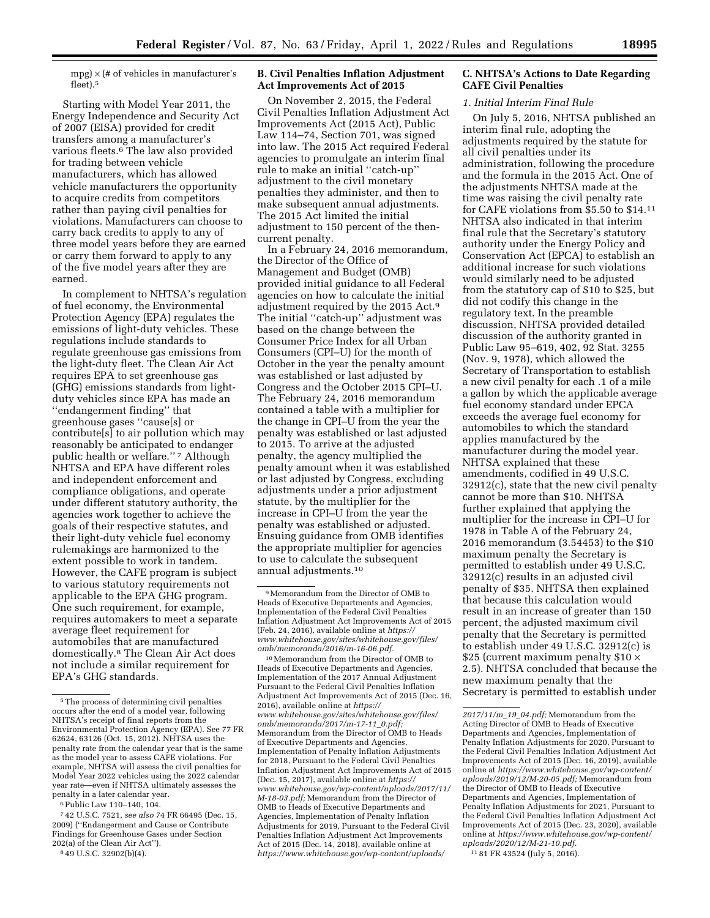mpg) × (# of vehicles in manufacturer's fleet).[5]

Starting with Model Year 2011, the Energy Independence and Security Act of 2007 (EISA) provided for credit transfers among a manufacturer's various fleets.[6] The law also provided for trading between vehicle manufacturers, which has allowed vehicle manufacturers the opportunity to acquire credits from competitors rather than paying civil penalties for violations. Manufacturers can choose to carry back credits to apply to any of three model years before they are earned or carry them forward to apply to any of the five model years after they are earned.

In complement to NHTSA's regulation of fuel economy, the Environmental Protection Agency (EPA) regulates the emissions of light-duty vehicles. These regulations include standards to regulate greenhouse gas emissions from the light-duty fleet. The Clean Air Act requires EPA to set greenhouse gas (GHG) emissions standards from light-duty vehicles since EPA has made an "endangerment finding" that greenhouse gases "cause[s] or contribute[s] to air pollution which may reasonably be anticipated to endanger public health or welfare." [7] Although NHTSA and EPA have different roles and independent enforcement and compliance obligations, and operate under different statutory authority, the agencies work together to achieve the goals of their respective statutes, and their light-duty vehicle fuel economy rulemakings are harmonized to the extent possible to work in tandem. However, the CAFE program is subject to various statutory requirements not applicable to the EPA GHG program. One such requirement, for example, requires automakers to meet a separate average fleet requirement for automobiles that are manufactured domestically.[8] The Clean Air Act does not include a similar requirement for EPA's GHG standards.

### B. Civil Penalties Inflation Adjustment Act Improvements Act of 2015

On November 2, 2015, the Federal Civil Penalties Inflation Adjustment Act Improvements Act of 2015 (2015 Act), Public Law 114–74, Section 701, was signed into law. The 2015 Act required Federal agencies to promulgate an interim final rule to make an initial "catch-up" adjustment to the civil monetary penalties they administer, and then to make subsequent annual adjustments. The 2015 Act limited the initial adjustment to 150 percent of the then-current penalty.

In a February 24, 2016 memorandum, the Director of the Office of Management and Budget (OMB) provided initial guidance to all Federal agencies on how to calculate the initial adjustment required by the 2015 Act.[9] The initial "catch-up" adjustment was based on the change between the Consumer Price Index for all Urban Consumers (CPI–U) for the month of October in the year the penalty amount was established or last adjusted by Congress and the October 2015 CPI–U. The February 24, 2016 memorandum contained a table with a multiplier for the change in CPI–U from the year the penalty was established or last adjusted to 2015. To arrive at the adjusted penalty, the agency multiplied the penalty amount when it was established or last adjusted by Congress, excluding adjustments under a prior adjustment statute, by the multiplier for the increase in CPI–U from the year the penalty was established or adjusted. Ensuing guidance from OMB identifies the appropriate multiplier for agencies to use to calculate the subsequent annual adjustments.[10]

### C. NHTSA's Actions to Date Regarding CAFE Civil Penalties

*1. Initial Interim Final Rule*

On July 5, 2016, NHTSA published an interim final rule, adopting the adjustments required by the statute for all civil penalties under its administration, following the procedure and the formula in the 2015 Act. One of the adjustments NHTSA made at the time was raising the civil penalty rate for CAFE violations from $5.50 to $14.[11] NHTSA also indicated in that interim final rule that the Secretary's statutory authority under the Energy Policy and Conservation Act (EPCA) to establish an additional increase for such violations would similarly need to be adjusted from the statutory cap of $10 to $25, but did not codify this change in the regulatory text. In the preamble discussion, NHTSA provided detailed discussion of the authority granted in Public Law 95–619, 402, 92 Stat. 3255 (Nov. 9, 1978), which allowed the Secretary of Transportation to establish a new civil penalty for each .1 of a mile a gallon by which the applicable average fuel economy standard under EPCA exceeds the average fuel economy for automobiles to which the standard applies manufactured by the manufacturer during the model year. NHTSA explained that these amendments, codified in 49 U.S.C. 32912(c), state that the new civil penalty cannot be more than $10. NHTSA further explained that applying the multiplier for the increase in CPI–U for 1978 in Table A of the February 24, 2016 memorandum (3.54453) to the $10 maximum penalty the Secretary is permitted to establish under 49 U.S.C. 32912(c) results in an adjusted civil penalty of $35. NHTSA then explained that because this calculation would result in an increase of greater than 150 percent, the adjusted maximum civil penalty that the Secretary is permitted to establish under 49 U.S.C. 32912(c) is $25 (current maximum penalty $10 × 2.5). NHTSA concluded that because the new maximum penalty that the Secretary is permitted to establish under

---

[5] The process of determining civil penalties occurs after the end of a model year, following NHTSA's receipt of final reports from the Environmental Protection Agency (EPA). See 77 FR 62624, 63126 (Oct. 15, 2012). NHTSA uses the penalty rate from the calendar year that is the same as the model year to assess CAFE violations. For example, NHTSA will assess the civil penalties for Model Year 2022 vehicles using the 2022 calendar year rate—even if NHTSA ultimately assesses the penalty in a later calendar year.

[6] Public Law 110–140, 104.

[7] 42 U.S.C. 7521, *see also* 74 FR 66495 (Dec. 15, 2009) ("Endangerment and Cause or Contribute Findings for Greenhouse Gases under Section 202(a) of the Clean Air Act").

[8] 49 U.S.C. 32902(b)(4).

[9] Memorandum from the Director of OMB to Heads of Executive Departments and Agencies, Implementation of the Federal Civil Penalties Inflation Adjustment Act Improvements Act of 2015 (Feb. 24, 2016), available online at *https://www.whitehouse.gov/sites/whitehouse.gov/files/omb/memoranda/2016/m-16-06.pdf*.

[10] Memorandum from the Director of OMB to Heads of Executive Departments and Agencies, Implementation of the 2017 Annual Adjustment Pursuant to the Federal Civil Penalties Inflation Adjustment Act Improvements Act of 2015 (Dec. 16, 2016), available online at *https://www.whitehouse.gov/sites/whitehouse.gov/files/omb/memoranda/2017/m-17-11_0.pdf;* Memorandum from the Director of OMB to Heads of Executive Departments and Agencies, Implementation of Penalty Inflation Adjustments for 2018, Pursuant to the Federal Civil Penalties Inflation Adjustment Act Improvements Act of 2015 (Dec. 15, 2017), available online at *https://www.whitehouse.gov/wp-content/uploads/2017/11/M-18-03.pdf;* Memorandum from the Director of OMB to Heads of Executive Departments and Agencies, Implementation of Penalty Inflation Adjustments for 2019, Pursuant to the Federal Civil Penalties Inflation Adjustment Act Improvements Act of 2015 (Dec. 14, 2018), available online at *https://www.whitehouse.gov/wp-content/uploads/2017/11/m_19_04.pdf;* Memorandum from the Acting Director of OMB to Heads of Executive Departments and Agencies, Implementation of Penalty Inflation Adjustments for 2020, Pursuant to the Federal Civil Penalties Inflation Adjustment Act Improvements Act of 2015 (Dec. 16, 2019), available online at *https://www.whitehouse.gov/wp-content/uploads/2019/12/M-20-05.pdf;* Memorandum from the Director of OMB to Heads of Executive Departments and Agencies, Implementation of Penalty Inflation Adjustments for 2021, Pursuant to the Federal Civil Penalties Inflation Adjustment Act Improvements Act of 2015 (Dec. 23, 2020), available online at *https://www.whitehouse.gov/wp-content/uploads/2020/12/M-21-10.pdf.*

[11] 81 FR 43524 (July 5, 2016).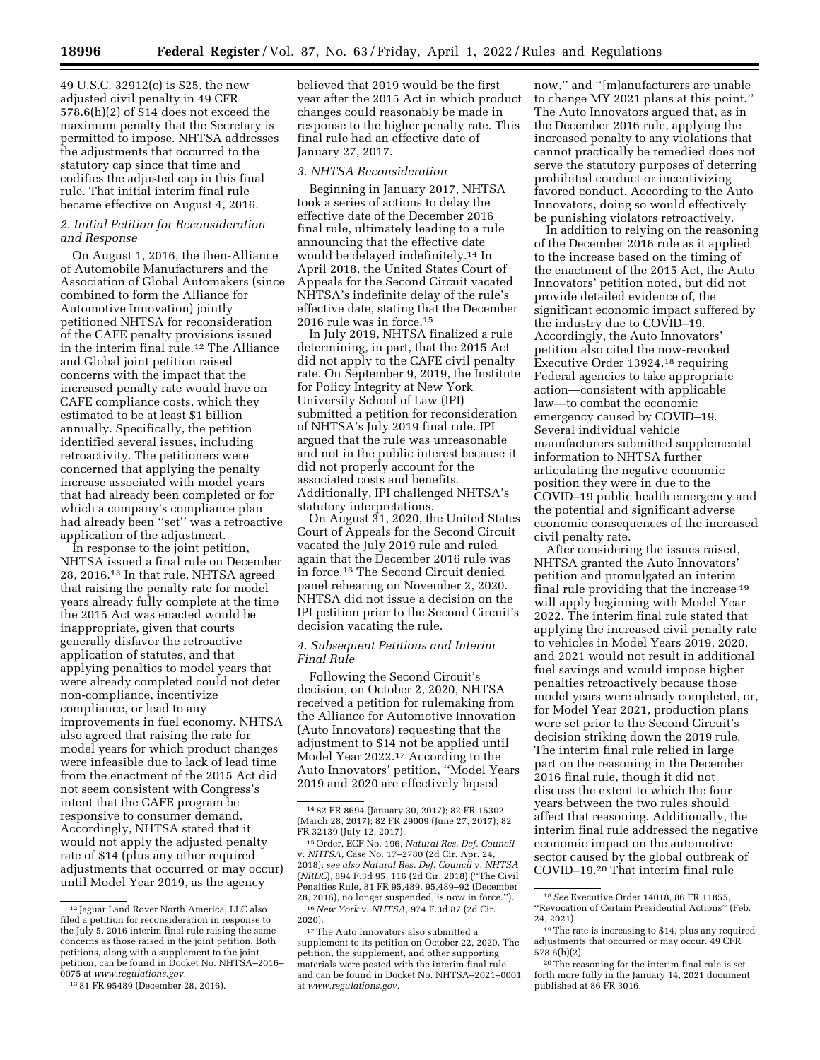49 U.S.C. 32912(c) is $25, the new adjusted civil penalty in 49 CFR 578.6(h)(2) of $14 does not exceed the maximum penalty that the Secretary is permitted to impose. NHTSA addresses the adjustments that occurred to the statutory cap since that time and codifies the adjusted cap in this final rule. That initial interim final rule became effective on August 4, 2016.

### 2. Initial Petition for Reconsideration and Response

On August 1, 2016, the then-Alliance of Automobile Manufacturers and the Association of Global Automakers (since combined to form the Alliance for Automotive Innovation) jointly petitioned NHTSA for reconsideration of the CAFE penalty provisions issued in the interim final rule.[12] The Alliance and Global joint petition raised concerns with the impact that the increased penalty rate would have on CAFE compliance costs, which they estimated to be at least $1 billion annually. Specifically, the petition identified several issues, including retroactivity. The petitioners were concerned that applying the penalty increase associated with model years that had already been completed or for which a company's compliance plan had already been ''set'' was a retroactive application of the adjustment.

In response to the joint petition, NHTSA issued a final rule on December 28, 2016.[13] In that rule, NHTSA agreed that raising the penalty rate for model years already fully complete at the time the 2015 Act was enacted would be inappropriate, given that courts generally disfavor the retroactive application of statutes, and that applying penalties to model years that were already completed could not deter non-compliance, incentivize compliance, or lead to any improvements in fuel economy. NHTSA also agreed that raising the rate for model years for which product changes were infeasible due to lack of lead time from the enactment of the 2015 Act did not seem consistent with Congress's intent that the CAFE program be responsive to consumer demand. Accordingly, NHTSA stated that it would not apply the adjusted penalty rate of $14 (plus any other required adjustments that occurred or may occur) until Model Year 2019, as the agency believed that 2019 would be the first year after the 2015 Act in which product changes could reasonably be made in response to the higher penalty rate. This final rule had an effective date of January 27, 2017.

### 3. NHTSA Reconsideration

Beginning in January 2017, NHTSA took a series of actions to delay the effective date of the December 2016 final rule, ultimately leading to a rule announcing that the effective date would be delayed indefinitely.[14] In April 2018, the United States Court of Appeals for the Second Circuit vacated NHTSA's indefinite delay of the rule's effective date, stating that the December 2016 rule was in force.[15]

In July 2019, NHTSA finalized a rule determining, in part, that the 2015 Act did not apply to the CAFE civil penalty rate. On September 9, 2019, the Institute for Policy Integrity at New York University School of Law (IPI) submitted a petition for reconsideration of NHTSA's July 2019 final rule. IPI argued that the rule was unreasonable and not in the public interest because it did not properly account for the associated costs and benefits. Additionally, IPI challenged NHTSA's statutory interpretations.

On August 31, 2020, the United States Court of Appeals for the Second Circuit vacated the July 2019 rule and ruled again that the December 2016 rule was in force.[16] The Second Circuit denied panel rehearing on November 2, 2020. NHTSA did not issue a decision on the IPI petition prior to the Second Circuit's decision vacating the rule.

### 4. Subsequent Petitions and Interim Final Rule

Following the Second Circuit's decision, on October 2, 2020, NHTSA received a petition for rulemaking from the Alliance for Automotive Innovation (Auto Innovators) requesting that the adjustment to $14 not be applied until Model Year 2022.[17] According to the Auto Innovators' petition, ''Model Years 2019 and 2020 are effectively lapsed now,'' and ''[m]anufacturers are unable to change MY 2021 plans at this point.'' The Auto Innovators argued that, as in the December 2016 rule, applying the increased penalty to any violations that cannot practically be remedied does not serve the statutory purposes of deterring prohibited conduct or incentivizing favored conduct. According to the Auto Innovators, doing so would effectively be punishing violators retroactively.

In addition to relying on the reasoning of the December 2016 rule as it applied to the increase based on the timing of the enactment of the 2015 Act, the Auto Innovators' petition noted, but did not provide detailed evidence of, the significant economic impact suffered by the industry due to COVID–19. Accordingly, the Auto Innovators' petition also cited the now-revoked Executive Order 13924,[18] requiring Federal agencies to take appropriate action—consistent with applicable law—to combat the economic emergency caused by COVID–19. Several individual vehicle manufacturers submitted supplemental information to NHTSA further articulating the negative economic position they were in due to the COVID–19 public health emergency and the potential and significant adverse economic consequences of the increased civil penalty rate.

After considering the issues raised, NHTSA granted the Auto Innovators' petition and promulgated an interim final rule providing that the increase[19] will apply beginning with Model Year 2022. The interim final rule stated that applying the increased civil penalty rate to vehicles in Model Years 2019, 2020, and 2021 would not result in additional fuel savings and would impose higher penalties retroactively because those model years were already completed, or, for Model Year 2021, production plans were set prior to the Second Circuit's decision striking down the 2019 rule. The interim final rule relied in large part on the reasoning in the December 2016 final rule, though it did not discuss the extent to which the four years between the two rules should affect that reasoning. Additionally, the interim final rule addressed the negative economic impact on the automotive sector caused by the global outbreak of COVID–19.[20] That interim final rule

---

[12] Jaguar Land Rover North America, LLC also filed a petition for reconsideration in response to the July 5, 2016 interim final rule raising the same concerns as those raised in the joint petition. Both petitions, along with a supplement to the joint petition, can be found in Docket No. NHTSA–2016–0075 at *www.regulations.gov*.

[13] 81 FR 95489 (December 28, 2016).

[14] 82 FR 8694 (January 30, 2017); 82 FR 15302 (March 28, 2017); 82 FR 29009 (June 27, 2017); 82 FR 32139 (July 12, 2017).

[15] Order, ECF No. 196, *Natural Res. Def. Council* v. *NHTSA*, Case No. 17–2780 (2d Cir. Apr. 24, 2018); *see also Natural Res. Def. Council* v. *NHTSA* (*NRDC*), 894 F.3d 95, 116 (2d Cir. 2018) (''The Civil Penalties Rule, 81 FR 95,489, 95,489–92 (December 28, 2016), no longer suspended, is now in force.'').

[16] *New York* v. *NHTSA*, 974 F.3d 87 (2d Cir. 2020).

[17] The Auto Innovators also submitted a supplement to its petition on October 22, 2020. The petition, the supplement, and other supporting materials were posted with the interim final rule and can be found in Docket No. NHTSA–2021–0001 at *www.regulations.gov*.

[18] *See* Executive Order 14018, 86 FR 11855, ''Revocation of Certain Presidential Actions'' (Feb. 24, 2021).

[19] The rate is increasing to $14, plus any required adjustments that occurred or may occur. 49 CFR 578.6(h)(2).

[20] The reasoning for the interim final rule is set forth more fully in the January 14, 2021 document published at 86 FR 3016.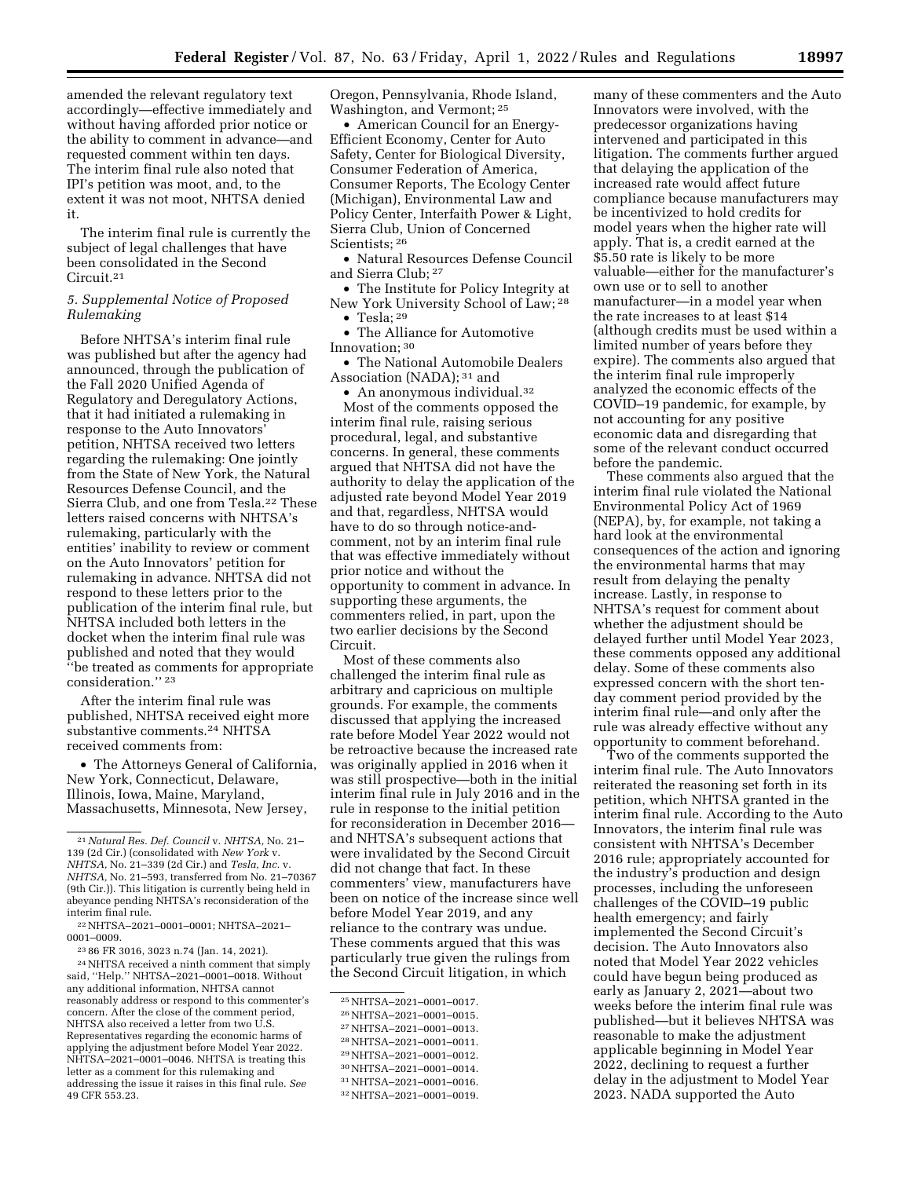amended the relevant regulatory text accordingly—effective immediately and without having afforded prior notice or the ability to comment in advance—and requested comment within ten days. The interim final rule also noted that IPI's petition was moot, and, to the extent it was not moot, NHTSA denied it.

The interim final rule is currently the subject of legal challenges that have been consolidated in the Second Circuit.[21]

### *5. Supplemental Notice of Proposed Rulemaking*

Before NHTSA's interim final rule was published but after the agency had announced, through the publication of the Fall 2020 Unified Agenda of Regulatory and Deregulatory Actions, that it had initiated a rulemaking in response to the Auto Innovators' petition, NHTSA received two letters regarding the rulemaking: One jointly from the State of New York, the Natural Resources Defense Council, and the Sierra Club, and one from Tesla.[22] These letters raised concerns with NHTSA's rulemaking, particularly with the entities' inability to review or comment on the Auto Innovators' petition for rulemaking in advance. NHTSA did not respond to these letters prior to the publication of the interim final rule, but NHTSA included both letters in the docket when the interim final rule was published and noted that they would ''be treated as comments for appropriate consideration.'' [23]

After the interim final rule was published, NHTSA received eight more substantive comments.[24] NHTSA received comments from:

- The Attorneys General of California, New York, Connecticut, Delaware, Illinois, Iowa, Maine, Maryland, Massachusetts, Minnesota, New Jersey, Oregon, Pennsylvania, Rhode Island, Washington, and Vermont; [25]
- American Council for an Energy-Efficient Economy, Center for Auto Safety, Center for Biological Diversity, Consumer Federation of America, Consumer Reports, The Ecology Center (Michigan), Environmental Law and Policy Center, Interfaith Power & Light, Sierra Club, Union of Concerned Scientists; [26]
- Natural Resources Defense Council and Sierra Club; [27]
- The Institute for Policy Integrity at New York University School of Law; [28]
- Tesla; [29]
- The Alliance for Automotive Innovation; [30]
- The National Automobile Dealers Association (NADA); [31] and
- An anonymous individual.[32]

Most of the comments opposed the interim final rule, raising serious procedural, legal, and substantive concerns. In general, these comments argued that NHTSA did not have the authority to delay the application of the adjusted rate beyond Model Year 2019 and that, regardless, NHTSA would have to do so through notice-and-comment, not by an interim final rule that was effective immediately without prior notice and without the opportunity to comment in advance. In supporting these arguments, the commenters relied, in part, upon the two earlier decisions by the Second Circuit.

Most of these comments also challenged the interim final rule as arbitrary and capricious on multiple grounds. For example, the comments discussed that applying the increased rate before Model Year 2022 would not be retroactive because the increased rate was originally applied in 2016 when it was still prospective—both in the initial interim final rule in July 2016 and in the rule in response to the initial petition for reconsideration in December 2016—and NHTSA's subsequent actions that were invalidated by the Second Circuit did not change that fact. In these commenters' view, manufacturers have been on notice of the increase since well before Model Year 2019, and any reliance to the contrary was undue. These comments argued that this was particularly true given the rulings from the Second Circuit litigation, in which many of these commenters and the Auto Innovators were involved, with the predecessor organizations having intervened and participated in this litigation. The comments further argued that delaying the application of the increased rate would affect future compliance because manufacturers may be incentivized to hold credits for model years when the higher rate will apply. That is, a credit earned at the $5.50 rate is likely to be more valuable—either for the manufacturer's own use or to sell to another manufacturer—in a model year when the rate increases to at least $14 (although credits must be used within a limited number of years before they expire). The comments also argued that the interim final rule improperly analyzed the economic effects of the COVID–19 pandemic, for example, by not accounting for any positive economic data and disregarding that some of the relevant conduct occurred before the pandemic.

These comments also argued that the interim final rule violated the National Environmental Policy Act of 1969 (NEPA), by, for example, not taking a hard look at the environmental consequences of the action and ignoring the environmental harms that may result from delaying the penalty increase. Lastly, in response to NHTSA's request for comment about whether the adjustment should be delayed further until Model Year 2023, these comments opposed any additional delay. Some of these comments also expressed concern with the short ten-day comment period provided by the interim final rule—and only after the rule was already effective without any opportunity to comment beforehand.

Two of the comments supported the interim final rule. The Auto Innovators reiterated the reasoning set forth in its petition, which NHTSA granted in the interim final rule. According to the Auto Innovators, the interim final rule was consistent with NHTSA's December 2016 rule; appropriately accounted for the industry's production and design processes, including the unforeseen challenges of the COVID–19 public health emergency; and fairly implemented the Second Circuit's decision. The Auto Innovators also noted that Model Year 2022 vehicles could have begun being produced as early as January 2, 2021—about two weeks before the interim final rule was published—but it believes NHTSA was reasonable to make the adjustment applicable beginning in Model Year 2022, declining to request a further delay in the adjustment to Model Year 2023. NADA supported the Auto

---

[21] *Natural Res. Def. Council* v. *NHTSA,* No. 21–139 (2d Cir.) (consolidated with *New York* v. *NHTSA,* No. 21–339 (2d Cir.) and *Tesla, Inc.* v. *NHTSA,* No. 21–593, transferred from No. 21–70367 (9th Cir.)). This litigation is currently being held in abeyance pending NHTSA's reconsideration of the interim final rule.

[22] NHTSA–2021–0001–0001; NHTSA–2021–0001–0009.

[23] 86 FR 3016, 3023 n.74 (Jan. 14, 2021).

[24] NHTSA received a ninth comment that simply said, ''Help.'' NHTSA–2021–0001–0018. Without any additional information, NHTSA cannot reasonably address or respond to this commenter's concern. After the close of the comment period, NHTSA also received a letter from two U.S. Representatives regarding the economic harms of applying the adjustment before Model Year 2022. NHTSA–2021–0001–0046. NHTSA is treating this letter as a comment for this rulemaking and addressing the issue it raises in this final rule. *See* 49 CFR 553.23.

[25] NHTSA–2021–0001–0017.

[26] NHTSA–2021–0001–0015.

[27] NHTSA–2021–0001–0013.

[28] NHTSA–2021–0001–0011.

[29] NHTSA–2021–0001–0012.

[30] NHTSA–2021–0001–0014.

[31] NHTSA–2021–0001–0016.

[32] NHTSA–2021–0001–0019.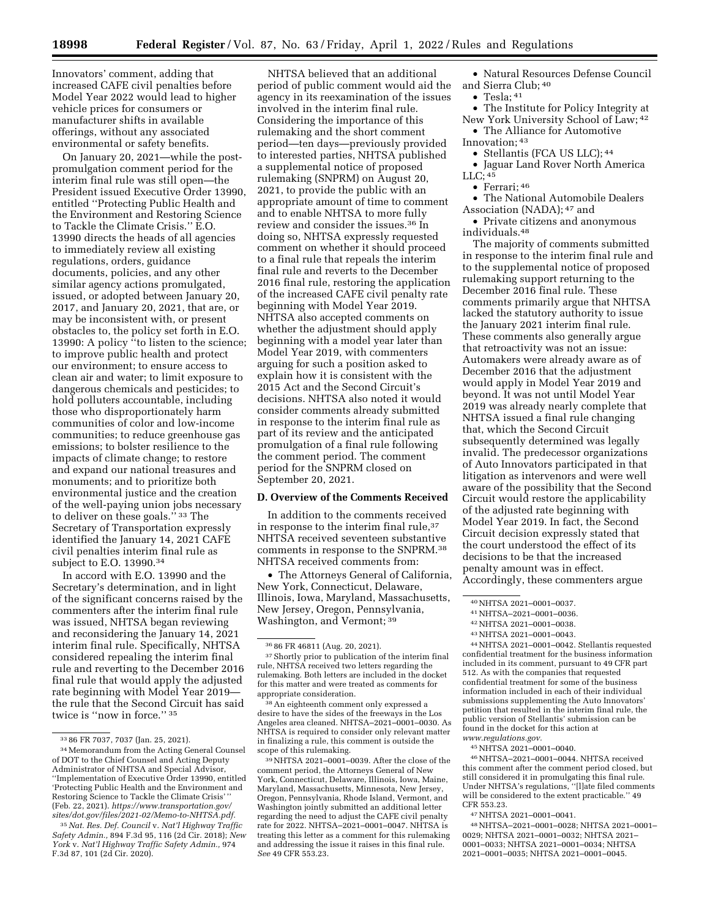Innovators' comment, adding that increased CAFE civil penalties before Model Year 2022 would lead to higher vehicle prices for consumers or manufacturer shifts in available offerings, without any associated environmental or safety benefits.

On January 20, 2021—while the post-promulgation comment period for the interim final rule was still open—the President issued Executive Order 13990, entitled ''Protecting Public Health and the Environment and Restoring Science to Tackle the Climate Crisis.'' E.O. 13990 directs the heads of all agencies to immediately review all existing regulations, orders, guidance documents, policies, and any other similar agency actions promulgated, issued, or adopted between January 20, 2017, and January 20, 2021, that are, or may be inconsistent with, or present obstacles to, the policy set forth in E.O. 13990: A policy ''to listen to the science; to improve public health and protect our environment; to ensure access to clean air and water; to limit exposure to dangerous chemicals and pesticides; to hold polluters accountable, including those who disproportionately harm communities of color and low-income communities; to reduce greenhouse gas emissions; to bolster resilience to the impacts of climate change; to restore and expand our national treasures and monuments; and to prioritize both environmental justice and the creation of the well-paying union jobs necessary to deliver on these goals.'' [33] The Secretary of Transportation expressly identified the January 14, 2021 CAFE civil penalties interim final rule as subject to E.O. 13990.[34]

In accord with E.O. 13990 and the Secretary's determination, and in light of the significant concerns raised by the commenters after the interim final rule was issued, NHTSA began reviewing and reconsidering the January 14, 2021 interim final rule. Specifically, NHTSA considered repealing the interim final rule and reverting to the December 2016 final rule that would apply the adjusted rate beginning with Model Year 2019—the rule that the Second Circuit has said twice is ''now in force.'' [35]

NHTSA believed that an additional period of public comment would aid the agency in its reexamination of the issues involved in the interim final rule. Considering the importance of this rulemaking and the short comment period—ten days—previously provided to interested parties, NHTSA published a supplemental notice of proposed rulemaking (SNPRM) on August 20, 2021, to provide the public with an appropriate amount of time to comment and to enable NHTSA to more fully review and consider the issues.[36] In doing so, NHTSA expressly requested comment on whether it should proceed to a final rule that repeals the interim final rule and reverts to the December 2016 final rule, restoring the application of the increased CAFE civil penalty rate beginning with Model Year 2019. NHTSA also accepted comments on whether the adjustment should apply beginning with a model year later than Model Year 2019, with commenters arguing for such a position asked to explain how it is consistent with the 2015 Act and the Second Circuit's decisions. NHTSA also noted it would consider comments already submitted in response to the interim final rule as part of its review and the anticipated promulgation of a final rule following the comment period. The comment period for the SNPRM closed on September 20, 2021.

## D. Overview of the Comments Received

In addition to the comments received in response to the interim final rule,[37] NHTSA received seventeen substantive comments in response to the SNPRM.[38] NHTSA received comments from:

- The Attorneys General of California, New York, Connecticut, Delaware, Illinois, Iowa, Maryland, Massachusetts, New Jersey, Oregon, Pennsylvania, Washington, and Vermont; [39]
- Natural Resources Defense Council and Sierra Club; [40]
- Tesla; [41]
- The Institute for Policy Integrity at New York University School of Law; [42]
- The Alliance for Automotive Innovation; [43]
- Stellantis (FCA US LLC); [44]
- Jaguar Land Rover North America LLC; [45]
- Ferrari; [46]
- The National Automobile Dealers Association (NADA); [47] and
- Private citizens and anonymous individuals.[48]

The majority of comments submitted in response to the interim final rule and to the supplemental notice of proposed rulemaking support returning to the December 2016 final rule. These comments primarily argue that NHTSA lacked the statutory authority to issue the January 2021 interim final rule. These comments also generally argue that retroactivity was not an issue: Automakers were already aware as of December 2016 that the adjustment would apply in Model Year 2019 and beyond. It was not until Model Year 2019 was already nearly complete that NHTSA issued a final rule changing that, which the Second Circuit subsequently determined was legally invalid. The predecessor organizations of Auto Innovators participated in that litigation as intervenors and were well aware of the possibility that the Second Circuit would restore the applicability of the adjusted rate beginning with Model Year 2019. In fact, the Second Circuit decision expressly stated that the court understood the effect of its decisions to be that the increased penalty amount was in effect. Accordingly, these commenters argue

---

[33] 86 FR 7037, 7037 (Jan. 25, 2021).

[34] Memorandum from the Acting General Counsel of DOT to the Chief Counsel and Acting Deputy Administrator of NHTSA and Special Advisor, ''Implementation of Executive Order 13990, entitled 'Protecting Public Health and the Environment and Restoring Science to Tackle the Climate Crisis' '' (Feb. 22, 2021). *https://www.transportation.gov/sites/dot.gov/files/2021-02/Memo-to-NHTSA.pdf.*

[35] *Nat. Res. Def. Council* v. *Nat'l Highway Traffic Safety Admin.,* 894 F.3d 95, 116 (2d Cir. 2018); *New York* v. *Nat'l Highway Traffic Safety Admin.,* 974 F.3d 87, 101 (2d Cir. 2020).

[36] 86 FR 46811 (Aug. 20, 2021).

[37] Shortly prior to publication of the interim final rule, NHTSA received two letters regarding the rulemaking. Both letters are included in the docket for this matter and were treated as comments for appropriate consideration.

[38] An eighteenth comment only expressed a desire to have the sides of the freeways in the Los Angeles area cleaned. NHTSA–2021–0001–0030. As NHTSA is required to consider only relevant matter in finalizing a rule, this comment is outside the scope of this rulemaking.

[39] NHTSA 2021–0001–0039. After the close of the comment period, the Attorneys General of New York, Connecticut, Delaware, Illinois, Iowa, Maine, Maryland, Massachusetts, Minnesota, New Jersey, Oregon, Pennsylvania, Rhode Island, Vermont, and Washington jointly submitted an additional letter regarding the need to adjust the CAFE civil penalty rate for 2022. NHTSA–2021–0001–0047. NHTSA is treating this letter as a comment for this rulemaking and addressing the issue it raises in this final rule. *See* 49 CFR 553.23.

[40] NHTSA 2021–0001–0037.

[41] NHTSA–2021–0001–0036.

[42] NHTSA 2021–0001–0038.

[43] NHTSA 2021–0001–0043.

[44] NHTSA 2021–0001–0042. Stellantis requested confidential treatment for the business information included in its comment, pursuant to 49 CFR part 512. As with the companies that requested confidential treatment for some of the business information included in each of their individual submissions supplementing the Auto Innovators' petition that resulted in the interim final rule, the public version of Stellantis' submission can be found in the docket for this action at *www.regulations.gov.*

[45] NHTSA 2021–0001–0040.

[46] NHTSA–2021–0001–0044. NHTSA received this comment after the comment period closed, but still considered it in promulgating this final rule. Under NHTSA's regulations, ''[l]ate filed comments will be considered to the extent practicable.'' 49 CFR 553.23.

[47] NHTSA 2021–0001–0041.

[48] NHTSA–2021–0001–0028; NHTSA 2021–0001–0029; NHTSA 2021–0001–0032; NHTSA 2021–0001–0033; NHTSA 2021–0001–0034; NHTSA 2021–0001–0035; NHTSA 2021–0001–0045.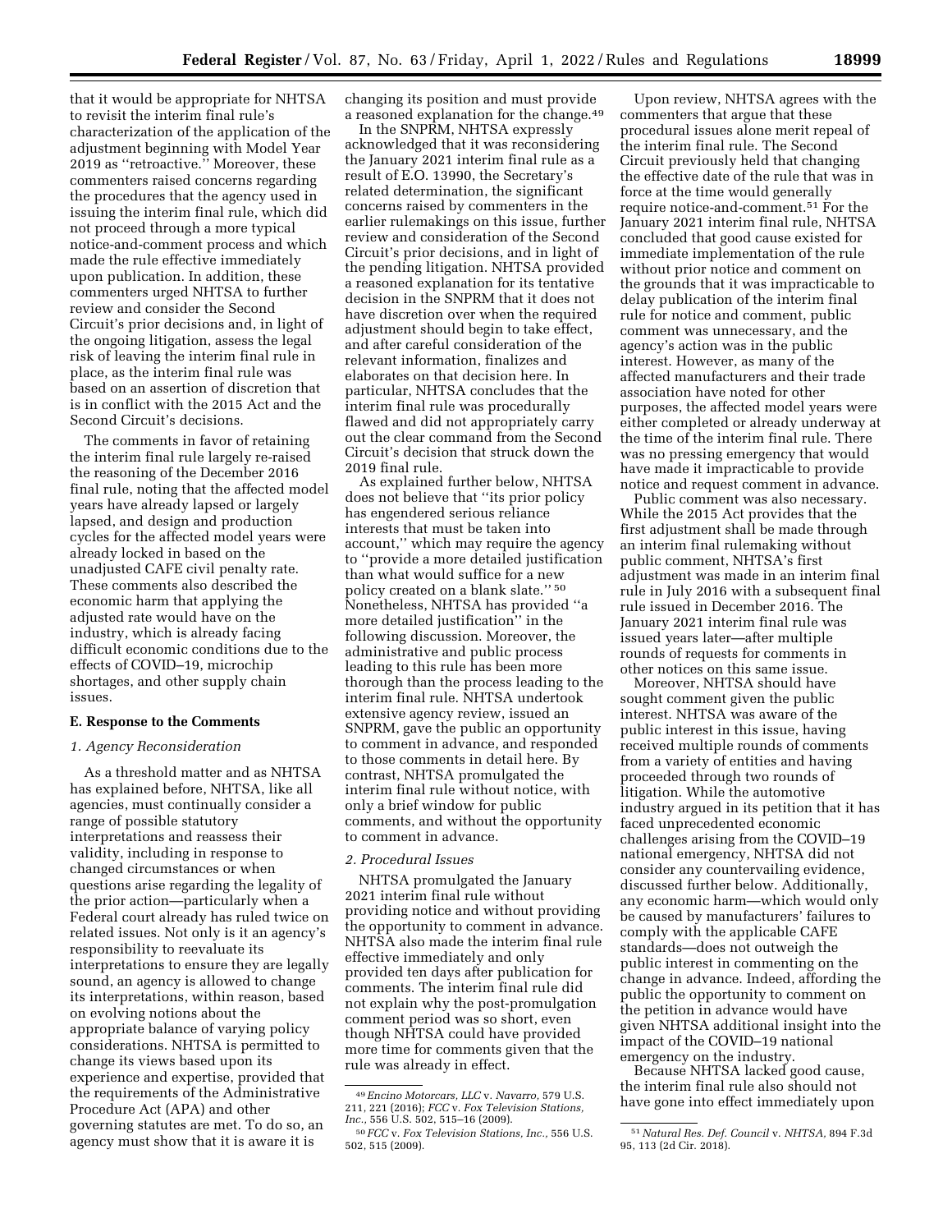that it would be appropriate for NHTSA to revisit the interim final rule's characterization of the application of the adjustment beginning with Model Year 2019 as "retroactive." Moreover, these commenters raised concerns regarding the procedures that the agency used in issuing the interim final rule, which did not proceed through a more typical notice-and-comment process and which made the rule effective immediately upon publication. In addition, these commenters urged NHTSA to further review and consider the Second Circuit's prior decisions and, in light of the ongoing litigation, assess the legal risk of leaving the interim final rule in place, as the interim final rule was based on an assertion of discretion that is in conflict with the 2015 Act and the Second Circuit's decisions.

The comments in favor of retaining the interim final rule largely re-raised the reasoning of the December 2016 final rule, noting that the affected model years have already lapsed or largely lapsed, and design and production cycles for the affected model years were already locked in based on the unadjusted CAFE civil penalty rate. These comments also described the economic harm that applying the adjusted rate would have on the industry, which is already facing difficult economic conditions due to the effects of COVID–19, microchip shortages, and other supply chain issues.

### E. Response to the Comments

#### *1. Agency Reconsideration*

As a threshold matter and as NHTSA has explained before, NHTSA, like all agencies, must continually consider a range of possible statutory interpretations and reassess their validity, including in response to changed circumstances or when questions arise regarding the legality of the prior action—particularly when a Federal court already has ruled twice on related issues. Not only is it an agency's responsibility to reevaluate its interpretations to ensure they are legally sound, an agency is allowed to change its interpretations, within reason, based on evolving notions about the appropriate balance of varying policy considerations. NHTSA is permitted to change its views based upon its experience and expertise, provided that the requirements of the Administrative Procedure Act (APA) and other governing statutes are met. To do so, an agency must show that it is aware it is changing its position and must provide a reasoned explanation for the change.[49]

In the SNPRM, NHTSA expressly acknowledged that it was reconsidering the January 2021 interim final rule as a result of E.O. 13990, the Secretary's related determination, the significant concerns raised by commenters in the earlier rulemakings on this issue, further review and consideration of the Second Circuit's prior decisions, and in light of the pending litigation. NHTSA provided a reasoned explanation for its tentative decision in the SNPRM that it does not have discretion over when the required adjustment should begin to take effect, and after careful consideration of the relevant information, finalizes and elaborates on that decision here. In particular, NHTSA concludes that the interim final rule was procedurally flawed and did not appropriately carry out the clear command from the Second Circuit's decision that struck down the 2019 final rule.

As explained further below, NHTSA does not believe that "its prior policy has engendered serious reliance interests that must be taken into account," which may require the agency to "provide a more detailed justification than what would suffice for a new policy created on a blank slate."[50] Nonetheless, NHTSA has provided "a more detailed justification" in the following discussion. Moreover, the administrative and public process leading to this rule has been more thorough than the process leading to the interim final rule. NHTSA undertook extensive agency review, issued an SNPRM, gave the public an opportunity to comment in advance, and responded to those comments in detail here. By contrast, NHTSA promulgated the interim final rule without notice, with only a brief window for public comments, and without the opportunity to comment in advance.

#### *2. Procedural Issues*

NHTSA promulgated the January 2021 interim final rule without providing notice and without providing the opportunity to comment in advance. NHTSA also made the interim final rule effective immediately and only provided ten days after publication for comments. The interim final rule did not explain why the post-promulgation comment period was so short, even though NHTSA could have provided more time for comments given that the rule was already in effect.

Upon review, NHTSA agrees with the commenters that argue that these procedural issues alone merit repeal of the interim final rule. The Second Circuit previously held that changing the effective date of the rule that was in force at the time would generally require notice-and-comment.[51] For the January 2021 interim final rule, NHTSA concluded that good cause existed for immediate implementation of the rule without prior notice and comment on the grounds that it was impracticable to delay publication of the interim final rule for notice and comment, public comment was unnecessary, and the agency's action was in the public interest. However, as many of the affected manufacturers and their trade association have noted for other purposes, the affected model years were either completed or already underway at the time of the interim final rule. There was no pressing emergency that would have made it impracticable to provide notice and request comment in advance.

Public comment was also necessary. While the 2015 Act provides that the first adjustment shall be made through an interim final rulemaking without public comment, NHTSA's first adjustment was made in an interim final rule in July 2016 with a subsequent final rule issued in December 2016. The January 2021 interim final rule was issued years later—after multiple rounds of requests for comments in other notices on this same issue.

Moreover, NHTSA should have sought comment given the public interest. NHTSA was aware of the public interest in this issue, having received multiple rounds of comments from a variety of entities and having proceeded through two rounds of litigation. While the automotive industry argued in its petition that it has faced unprecedented economic challenges arising from the COVID–19 national emergency, NHTSA did not consider any countervailing evidence, discussed further below. Additionally, any economic harm—which would only be caused by manufacturers' failures to comply with the applicable CAFE standards—does not outweigh the public interest in commenting on the change in advance. Indeed, affording the public the opportunity to comment on the petition in advance would have given NHTSA additional insight into the impact of the COVID–19 national emergency on the industry.

Because NHTSA lacked good cause, the interim final rule also should not have gone into effect immediately upon

---

[49] *Encino Motorcars, LLC* v. *Navarro,* 579 U.S. 211, 221 (2016); *FCC* v. *Fox Television Stations, Inc.,* 556 U.S. 502, 515–16 (2009).

[50] *FCC* v. *Fox Television Stations, Inc.,* 556 U.S. 502, 515 (2009).

[51] *Natural Res. Def. Council* v. *NHTSA,* 894 F.3d 95, 113 (2d Cir. 2018).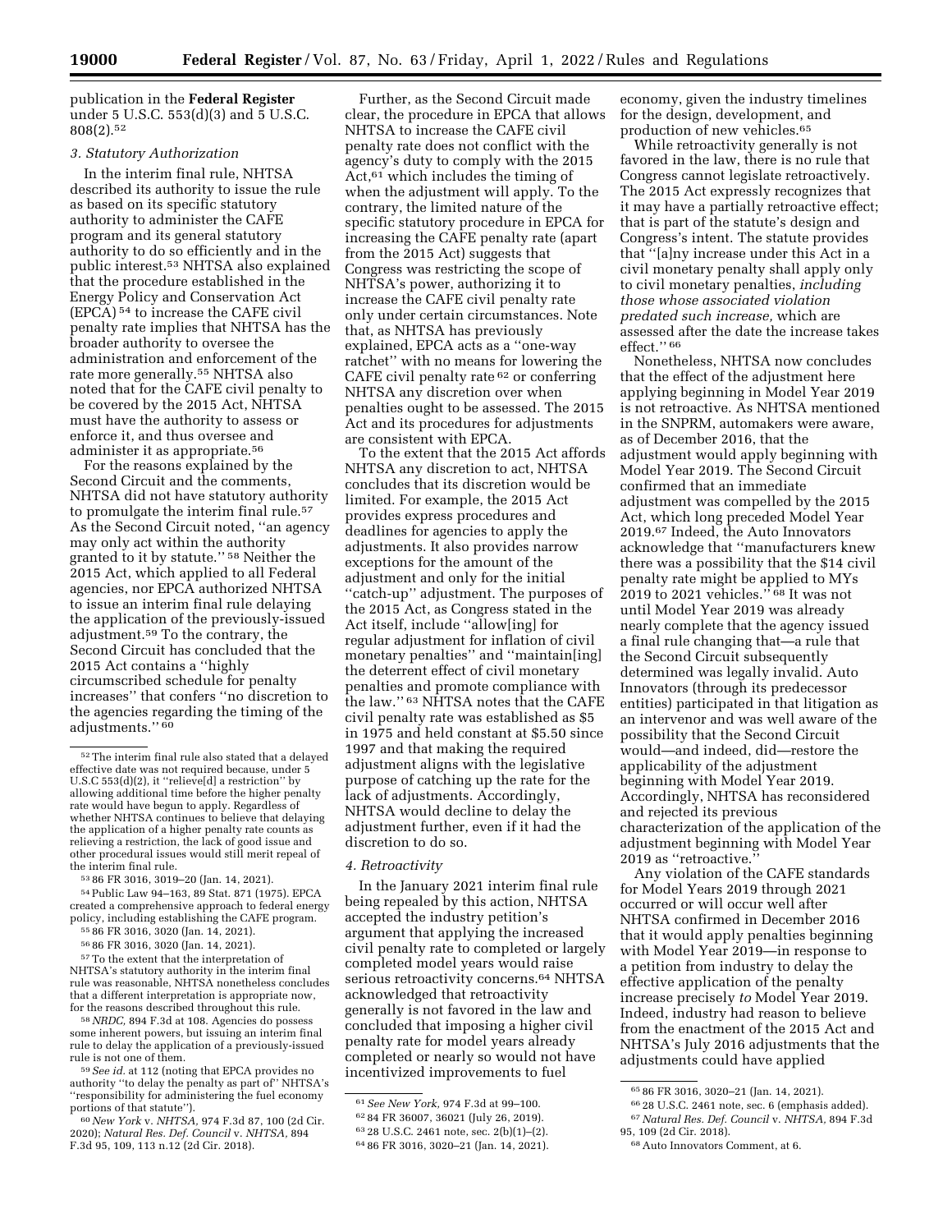publication in the **Federal Register** under 5 U.S.C. 553(d)(3) and 5 U.S.C. 808(2).[52]

### *3. Statutory Authorization*

In the interim final rule, NHTSA described its authority to issue the rule as based on its specific statutory authority to administer the CAFE program and its general statutory authority to do so efficiently and in the public interest.[53] NHTSA also explained that the procedure established in the Energy Policy and Conservation Act (EPCA)[54] to increase the CAFE civil penalty rate implies that NHTSA has the broader authority to oversee the administration and enforcement of the rate more generally.[55] NHTSA also noted that for the CAFE civil penalty to be covered by the 2015 Act, NHTSA must have the authority to assess or enforce it, and thus oversee and administer it as appropriate.[56]

For the reasons explained by the Second Circuit and the comments, NHTSA did not have statutory authority to promulgate the interim final rule.[57] As the Second Circuit noted, ''an agency may only act within the authority granted to it by statute.''[58] Neither the 2015 Act, which applied to all Federal agencies, nor EPCA authorized NHTSA to issue an interim final rule delaying the application of the previously-issued adjustment.[59] To the contrary, the Second Circuit has concluded that the 2015 Act contains a ''highly circumscribed schedule for penalty increases'' that confers ''no discretion to the agencies regarding the timing of the adjustments.''[60]

Further, as the Second Circuit made clear, the procedure in EPCA that allows NHTSA to increase the CAFE civil penalty rate does not conflict with the agency's duty to comply with the 2015 Act,[61] which includes the timing of when the adjustment will apply. To the contrary, the limited nature of the specific statutory procedure in EPCA for increasing the CAFE penalty rate (apart from the 2015 Act) suggests that Congress was restricting the scope of NHTSA's power, authorizing it to increase the CAFE civil penalty rate only under certain circumstances. Note that, as NHTSA has previously explained, EPCA acts as a ''one-way ratchet'' with no means for lowering the CAFE civil penalty rate[62] or conferring NHTSA any discretion over when penalties ought to be assessed. The 2015 Act and its procedures for adjustments are consistent with EPCA.

To the extent that the 2015 Act affords NHTSA any discretion to act, NHTSA concludes that its discretion would be limited. For example, the 2015 Act provides express procedures and deadlines for agencies to apply the adjustments. It also provides narrow exceptions for the amount of the adjustment and only for the initial ''catch-up'' adjustment. The purposes of the 2015 Act, as Congress stated in the Act itself, include ''allow[ing] for regular adjustment for inflation of civil monetary penalties'' and ''maintain[ing] the deterrent effect of civil monetary penalties and promote compliance with the law.''[63] NHTSA notes that the CAFE civil penalty rate was established as $5 in 1975 and held constant at $5.50 since 1997 and that making the required adjustment aligns with the legislative purpose of catching up the rate for the lack of adjustments. Accordingly, NHTSA would decline to delay the adjustment further, even if it had the discretion to do so.

### *4. Retroactivity*

In the January 2021 interim final rule being repealed by this action, NHTSA accepted the industry petition's argument that applying the increased civil penalty rate to completed or largely completed model years would raise serious retroactivity concerns.[64] NHTSA acknowledged that retroactivity generally is not favored in the law and concluded that imposing a higher civil penalty rate for model years already completed or nearly so would not have incentivized improvements to fuel economy, given the industry timelines for the design, development, and production of new vehicles.[65]

While retroactivity generally is not favored in the law, there is no rule that Congress cannot legislate retroactively. The 2015 Act expressly recognizes that it may have a partially retroactive effect; that is part of the statute's design and Congress's intent. The statute provides that ''[a]ny increase under this Act in a civil monetary penalty shall apply only to civil monetary penalties, *including those whose associated violation predated such increase,* which are assessed after the date the increase takes effect.''[66]

Nonetheless, NHTSA now concludes that the effect of the adjustment here applying beginning in Model Year 2019 is not retroactive. As NHTSA mentioned in the SNPRM, automakers were aware, as of December 2016, that the adjustment would apply beginning with Model Year 2019. The Second Circuit confirmed that an immediate adjustment was compelled by the 2015 Act, which long preceded Model Year 2019.[67] Indeed, the Auto Innovators acknowledge that ''manufacturers knew there was a possibility that the $14 civil penalty rate might be applied to MYs 2019 to 2021 vehicles.''[68] It was not until Model Year 2019 was already nearly complete that the agency issued a final rule changing that—a rule that the Second Circuit subsequently determined was legally invalid. Auto Innovators (through its predecessor entities) participated in that litigation as an intervenor and was well aware of the possibility that the Second Circuit would—and indeed, did—restore the applicability of the adjustment beginning with Model Year 2019. Accordingly, NHTSA has reconsidered and rejected its previous characterization of the application of the adjustment beginning with Model Year 2019 as ''retroactive.''

Any violation of the CAFE standards for Model Years 2019 through 2021 occurred or will occur well after NHTSA confirmed in December 2016 that it would apply penalties beginning with Model Year 2019—in response to a petition from industry to delay the effective application of the penalty increase precisely *to* Model Year 2019. Indeed, industry had reason to believe from the enactment of the 2015 Act and NHTSA's July 2016 adjustments that the adjustments could have applied

---

[52] The interim final rule also stated that a delayed effective date was not required because, under 5 U.S.C 553(d)(2), it ''relieve[d] a restriction'' by allowing additional time before the higher penalty rate would have begun to apply. Regardless of whether NHTSA continues to believe that delaying the application of a higher penalty rate counts as relieving a restriction, the lack of good issue and other procedural issues would still merit repeal of the interim final rule.

[53] 86 FR 3016, 3019–20 (Jan. 14, 2021).

[54] Public Law 94–163, 89 Stat. 871 (1975). EPCA created a comprehensive approach to federal energy policy, including establishing the CAFE program.

[55] 86 FR 3016, 3020 (Jan. 14, 2021).

[56] 86 FR 3016, 3020 (Jan. 14, 2021).

[57] To the extent that the interpretation of NHTSA's statutory authority in the interim final rule was reasonable, NHTSA nonetheless concludes that a different interpretation is appropriate now, for the reasons described throughout this rule.

[58] *NRDC,* 894 F.3d at 108. Agencies do possess some inherent powers, but issuing an interim final rule to delay the application of a previously-issued rule is not one of them.

[59] *See id.* at 112 (noting that EPCA provides no authority ''to delay the penalty as part of'' NHTSA's ''responsibility for administering the fuel economy portions of that statute'').

[60] *New York* v. *NHTSA,* 974 F.3d 87, 100 (2d Cir. 2020); *Natural Res. Def. Council* v. *NHTSA,* 894 F.3d 95, 109, 113 n.12 (2d Cir. 2018).

[61] *See New York,* 974 F.3d at 99–100.

[62] 84 FR 36007, 36021 (July 26, 2019).

[63] 28 U.S.C. 2461 note, sec. 2(b)(1)–(2).

[64] 86 FR 3016, 3020–21 (Jan. 14, 2021).

[65] 86 FR 3016, 3020–21 (Jan. 14, 2021).

[66] 28 U.S.C. 2461 note, sec. 6 (emphasis added).

[67] *Natural Res. Def. Council* v. *NHTSA,* 894 F.3d 95, 109 (2d Cir. 2018).

[68] Auto Innovators Comment, at 6.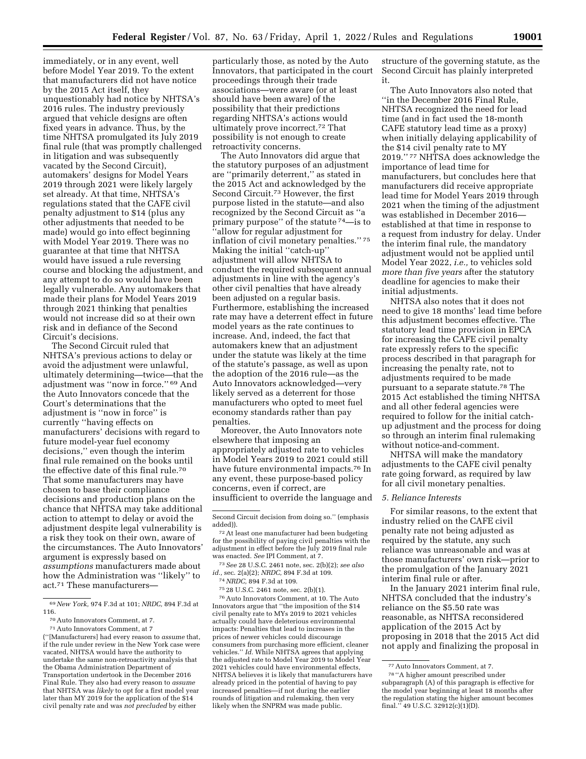immediately, or in any event, well before Model Year 2019. To the extent that manufacturers did not have notice by the 2015 Act itself, they unquestionably had notice by NHTSA's 2016 rules. The industry previously argued that vehicle designs are often fixed years in advance. Thus, by the time NHTSA promulgated its July 2019 final rule (that was promptly challenged in litigation and was subsequently vacated by the Second Circuit), automakers' designs for Model Years 2019 through 2021 were likely largely set already. At that time, NHTSA's regulations stated that the CAFE civil penalty adjustment to $14 (plus any other adjustments that needed to be made) would go into effect beginning with Model Year 2019. There was no guarantee at that time that NHTSA would have issued a rule reversing course and blocking the adjustment, and any attempt to do so would have been legally vulnerable. Any automakers that made their plans for Model Years 2019 through 2021 thinking that penalties would not increase did so at their own risk and in defiance of the Second Circuit's decisions.

The Second Circuit ruled that NHTSA's previous actions to delay or avoid the adjustment were unlawful, ultimately determining—twice—that the adjustment was "now in force." [69] And the Auto Innovators concede that the Court's determinations that the adjustment is "now in force" is currently "having effects on manufacturers' decisions with regard to future model-year fuel economy decisions," even though the interim final rule remained on the books until the effective date of this final rule.[70] That some manufacturers may have chosen to base their compliance decisions and production plans on the chance that NHTSA may take additional action to attempt to delay or avoid the adjustment despite legal vulnerability is a risk they took on their own, aware of the circumstances. The Auto Innovators' argument is expressly based on *assumptions* manufacturers made about how the Administration was "likely" to act.[71] These manufacturers—particularly those, as noted by the Auto Innovators, that participated in the court proceedings through their trade associations—were aware (or at least should have been aware) of the possibility that their predictions regarding NHTSA's actions would ultimately prove incorrect.[72] That possibility is not enough to create retroactivity concerns.

The Auto Innovators did argue that the statutory purposes of an adjustment are "primarily deterrent," as stated in the 2015 Act and acknowledged by the Second Circuit.[73] However, the first purpose listed in the statute—and also recognized by the Second Circuit as "a primary purpose" of the statute [74]—is to "allow for regular adjustment for inflation of civil monetary penalties." [75] Making the initial "catch-up" adjustment will allow NHTSA to conduct the required subsequent annual adjustments in line with the agency's other civil penalties that have already been adjusted on a regular basis. Furthermore, establishing the increased rate may have a deterrent effect in future model years as the rate continues to increase. And, indeed, the fact that automakers knew that an adjustment under the statute was likely at the time of the statute's passage, as well as upon the adoption of the 2016 rule—as the Auto Innovators acknowledged—very likely served as a deterrent for those manufacturers who opted to meet fuel economy standards rather than pay penalties.

Moreover, the Auto Innovators note elsewhere that imposing an appropriately adjusted rate to vehicles in Model Years 2019 to 2021 could still have future environmental impacts.[76] In any event, these purpose-based policy concerns, even if correct, are insufficient to override the language and structure of the governing statute, as the Second Circuit has plainly interpreted it.

The Auto Innovators also noted that "in the December 2016 Final Rule, NHTSA recognized the need for lead time (and in fact used the 18-month CAFE statutory lead time as a proxy) when initially delaying applicability of the $14 civil penalty rate to MY 2019." [77] NHTSA does acknowledge the importance of lead time for manufacturers, but concludes here that manufacturers did receive appropriate lead time for Model Years 2019 through 2021 when the timing of the adjustment was established in December 2016—established at that time in response to a request from industry for delay. Under the interim final rule, the mandatory adjustment would not be applied until Model Year 2022, *i.e.,* to vehicles sold *more than five years* after the statutory deadline for agencies to make their initial adjustments.

NHTSA also notes that it does not need to give 18 months' lead time before this adjustment becomes effective. The statutory lead time provision in EPCA for increasing the CAFE civil penalty rate expressly refers to the specific process described in that paragraph for increasing the penalty rate, not to adjustments required to be made pursuant to a separate statute.[78] The 2015 Act established the timing NHTSA and all other federal agencies were required to follow for the initial catch-up adjustment and the process for doing so through an interim final rulemaking without notice-and-comment.

NHTSA will make the mandatory adjustments to the CAFE civil penalty rate going forward, as required by law for all civil monetary penalties.

### *5. Reliance Interests*

For similar reasons, to the extent that industry relied on the CAFE civil penalty rate not being adjusted as required by the statute, any such reliance was unreasonable and was at those manufacturers' own risk—prior to the promulgation of the January 2021 interim final rule or after.

In the January 2021 interim final rule, NHTSA concluded that the industry's reliance on the $5.50 rate was reasonable, as NHTSA reconsidered application of the 2015 Act by proposing in 2018 that the 2015 Act did not apply and finalizing the proposal in

---

[69] *New York,* 974 F.3d at 101; *NRDC,* 894 F.3d at 116.

[70] Auto Innovators Comment, at 7.

[71] Auto Innovators Comment, at 7 ("[Manufacturers] had every reason to *assume* that, if the rule under review in the New York case were vacated, NHTSA would have the authority to undertake the same non-retroactivity analysis that the Obama Administration Department of Transportation undertook in the December 2016 Final Rule. They also had every reason to *assume* that NHTSA was *likely* to opt for a first model year later than MY 2019 for the application of the $14 civil penalty rate and was *not precluded* by either Second Circuit decision from doing so." (emphasis added)).

[72] At least one manufacturer had been budgeting for the possibility of paying civil penalties with the adjustment in effect before the July 2019 final rule was enacted. *See* IPI Comment, at 7.

[73] *See* 28 U.S.C. 2461 note, sec. 2(b)(2); *see also id.*, sec. 2(a)(2); *NRDC,* 894 F.3d at 109.

[74] *NRDC,* 894 F.3d at 109.

[75] 28 U.S.C. 2461 note, sec. 2(b)(1).

[76] Auto Innovators Comment, at 10. The Auto Innovators argue that "the imposition of the $14 civil penalty rate to MYs 2019 to 2021 vehicles actually could have deleterious environmental impacts: Penalties that lead to increases in the prices of newer vehicles could discourage consumers from purchasing more efficient, cleaner vehicles." *Id.* While NHTSA agrees that applying the adjusted rate to Model Year 2019 to Model Year 2021 vehicles could have environmental effects, NHTSA believes it is likely that manufacturers have already priced in the potential of having to pay increased penalties—if not during the earlier rounds of litigation and rulemaking, then very likely when the SNPRM was made public.

[77] Auto Innovators Comment, at 7.

[78] "A higher amount prescribed under subparagraph (A) of this paragraph is effective for the model year beginning at least 18 months after the regulation stating the higher amount becomes final." 49 U.S.C. 32912(c)(1)(D).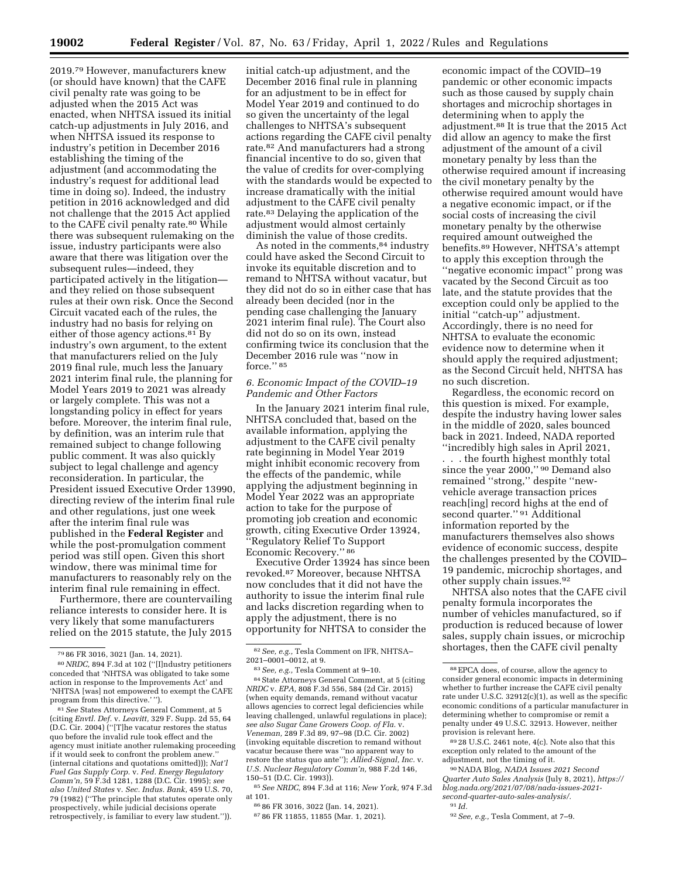2019.[79] However, manufacturers knew (or should have known) that the CAFE civil penalty rate was going to be adjusted when the 2015 Act was enacted, when NHTSA issued its initial catch-up adjustments in July 2016, and when NHTSA issued its response to industry's petition in December 2016 establishing the timing of the adjustment (and accommodating the industry's request for additional lead time in doing so). Indeed, the industry petition in 2016 acknowledged and did not challenge that the 2015 Act applied to the CAFE civil penalty rate.[80] While there was subsequent rulemaking on the issue, industry participants were also aware that there was litigation over the subsequent rules—indeed, they participated actively in the litigation—and they relied on those subsequent rules at their own risk. Once the Second Circuit vacated each of the rules, the industry had no basis for relying on either of those agency actions.[81] By industry's own argument, to the extent that manufacturers relied on the July 2019 final rule, much less the January 2021 interim final rule, the planning for Model Years 2019 to 2021 was already or largely complete. This was not a longstanding policy in effect for years before. Moreover, the interim final rule, by definition, was an interim rule that remained subject to change following public comment. It was also quickly subject to legal challenge and agency reconsideration. In particular, the President issued Executive Order 13990, directing review of the interim final rule and other regulations, just one week after the interim final rule was published in the **Federal Register** and while the post-promulgation comment period was still open. Given this short window, there was minimal time for manufacturers to reasonably rely on the interim final rule remaining in effect.

Furthermore, there are countervailing reliance interests to consider here. It is very likely that some manufacturers relied on the 2015 statute, the July 2015 initial catch-up adjustment, and the December 2016 final rule in planning for an adjustment to be in effect for Model Year 2019 and continued to do so given the uncertainty of the legal challenges to NHTSA's subsequent actions regarding the CAFE civil penalty rate.[82] And manufacturers had a strong financial incentive to do so, given that the value of credits for over-complying with the standards would be expected to increase dramatically with the initial adjustment to the CAFE civil penalty rate.[83] Delaying the application of the adjustment would almost certainly diminish the value of those credits.

As noted in the comments,[84] industry could have asked the Second Circuit to invoke its equitable discretion and to remand to NHTSA without vacatur, but they did not do so in either case that has already been decided (nor in the pending case challenging the January 2021 interim final rule). The Court also did not do so on its own, instead confirming twice its conclusion that the December 2016 rule was ''now in force.'' [85]

### *6. Economic Impact of the COVID–19 Pandemic and Other Factors*

In the January 2021 interim final rule, NHTSA concluded that, based on the available information, applying the adjustment to the CAFE civil penalty rate beginning in Model Year 2019 might inhibit economic recovery from the effects of the pandemic, while applying the adjustment beginning in Model Year 2022 was an appropriate action to take for the purpose of promoting job creation and economic growth, citing Executive Order 13924, ''Regulatory Relief To Support Economic Recovery.'' [86]

Executive Order 13924 has since been revoked.[87] Moreover, because NHTSA now concludes that it did not have the authority to issue the interim final rule and lacks discretion regarding when to apply the adjustment, there is no opportunity for NHTSA to consider the economic impact of the COVID–19 pandemic or other economic impacts such as those caused by supply chain shortages and microchip shortages in determining when to apply the adjustment.[88] It is true that the 2015 Act did allow an agency to make the first adjustment of the amount of a civil monetary penalty by less than the otherwise required amount if increasing the civil monetary penalty by the otherwise required amount would have a negative economic impact, or if the social costs of increasing the civil monetary penalty by the otherwise required amount outweighed the benefits.[89] However, NHTSA's attempt to apply this exception through the ''negative economic impact'' prong was vacated by the Second Circuit as too late, and the statute provides that the exception could only be applied to the initial ''catch-up'' adjustment. Accordingly, there is no need for NHTSA to evaluate the economic evidence now to determine when it should apply the required adjustment; as the Second Circuit held, NHTSA has no such discretion.

Regardless, the economic record on this question is mixed. For example, despite the industry having lower sales in the middle of 2020, sales bounced back in 2021. Indeed, NADA reported ''incredibly high sales in April 2021, . . . the fourth highest monthly total since the year 2000,'' [90] Demand also remained ''strong,'' despite ''new-vehicle average transaction prices reach[ing] record highs at the end of second quarter.'' [91] Additional information reported by the manufacturers themselves also shows evidence of economic success, despite the challenges presented by the COVID–19 pandemic, microchip shortages, and other supply chain issues.[92]

NHTSA also notes that the CAFE civil penalty formula incorporates the number of vehicles manufactured, so if production is reduced because of lower sales, supply chain issues, or microchip shortages, then the CAFE civil penalty

---

[79] 86 FR 3016, 3021 (Jan. 14, 2021).

[80] *NRDC,* 894 F.3d at 102 (''[I]ndustry petitioners conceded that 'NHTSA was obligated to take some action in response to the Improvements Act' and 'NHTSA [was] not empowered to exempt the CAFE program from this directive.' '').

[81] *See* States Attorneys General Comment, at 5 (citing *Envtl. Def.* v. *Leavitt,* 329 F. Supp. 2d 55, 64 (D.C. Cir. 2004) (''[T]he vacatur restores the status quo before the invalid rule took effect and the agency must initiate another rulemaking proceeding if it would seek to confront the problem anew.'' (internal citations and quotations omitted))); *Nat'l Fuel Gas Supply Corp.* v. *Fed. Energy Regulatory Comm'n,* 59 F.3d 1281, 1288 (D.C. Cir. 1995); *see also United States* v. *Sec. Indus. Bank,* 459 U.S. 70, 79 (1982) (''The principle that statutes operate only prospectively, while judicial decisions operate retrospectively, is familiar to every law student.'')).

[82] *See, e.g.,* Tesla Comment on IFR, NHTSA–2021–0001–0012, at 9.

[83] *See, e.g.,* Tesla Comment at 9–10.

[84] State Attorneys General Comment, at 5 (citing *NRDC* v. *EPA,* 808 F.3d 556, 584 (2d Cir. 2015) (when equity demands, remand without vacatur allows agencies to correct legal deficiencies while leaving challenged, unlawful regulations in place); *see also Sugar Cane Growers Coop. of Fla.* v. *Veneman,* 289 F.3d 89, 97–98 (D.C. Cir. 2002) (invoking equitable discretion to remand without vacatur because there was ''no apparent way to restore the status quo ante''); *Allied-Signal, Inc.* v. *U.S. Nuclear Regulatory Comm'n,* 988 F.2d 146, 150–51 (D.C. Cir. 1993)).

[85] *See NRDC,* 894 F.3d at 116; *New York,* 974 F.3d at 101.

[86] 86 FR 3016, 3022 (Jan. 14, 2021).

[87] 86 FR 11855, 11855 (Mar. 1, 2021).

[88] EPCA does, of course, allow the agency to consider general economic impacts in determining whether to further increase the CAFE civil penalty rate under U.S.C. 32912(c)(1), as well as the specific economic conditions of a particular manufacturer in determining whether to compromise or remit a penalty under 49 U.S.C. 32913. However, neither provision is relevant here.

[89] 28 U.S.C. 2461 note, 4(c). Note also that this exception only related to the amount of the adjustment, not the timing of it.

[90] NADA Blog, *NADA Issues 2021 Second Quarter Auto Sales Analysis* (July 8, 2021), *https://blog.nada.org/2021/07/08/nada-issues-2021-second-quarter-auto-sales-analysis/*.

[91] *Id.*

[92] *See, e.g.,* Tesla Comment, at 7–9.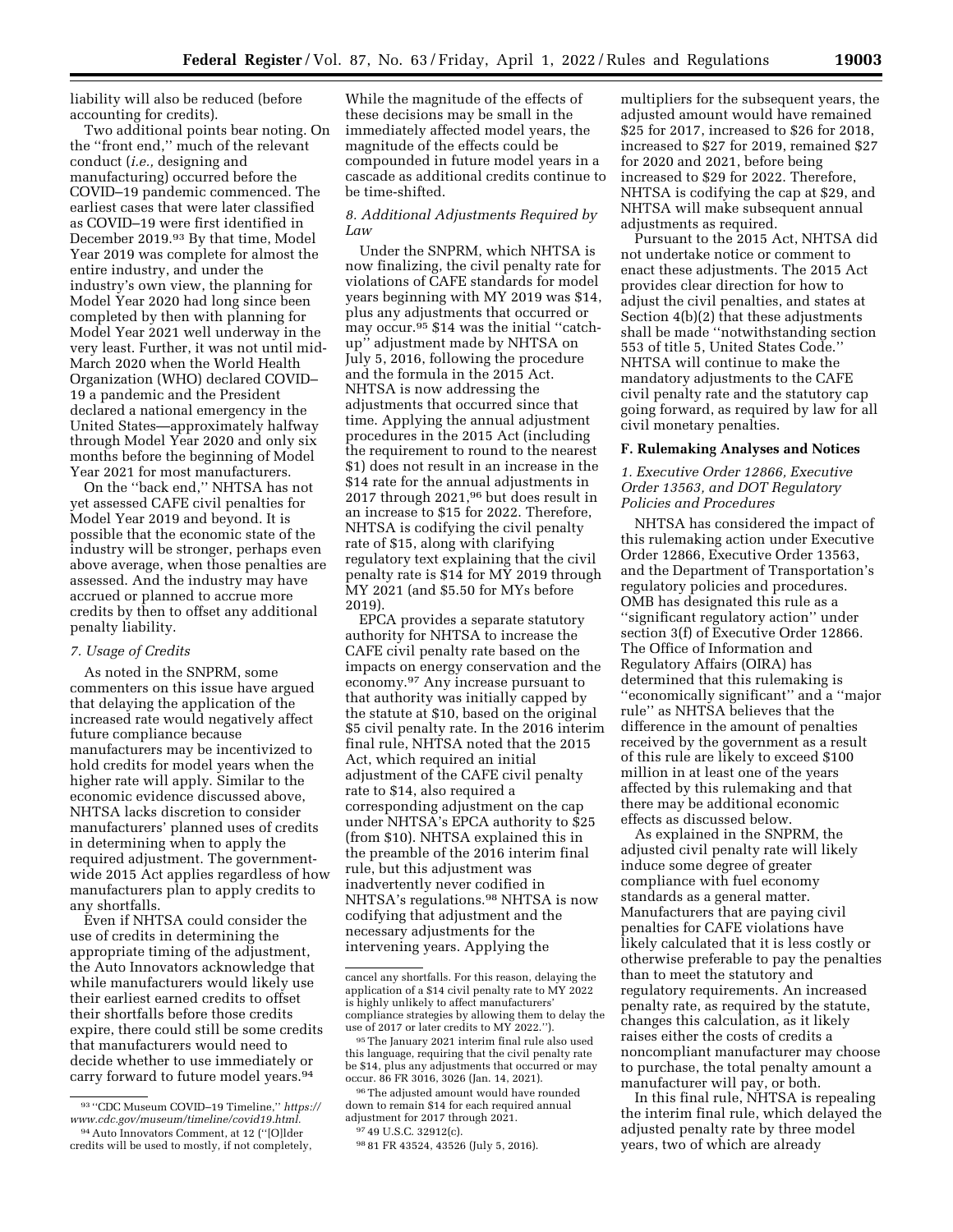liability will also be reduced (before accounting for credits).

Two additional points bear noting. On the ''front end,'' much of the relevant conduct (*i.e.,* designing and manufacturing) occurred before the COVID–19 pandemic commenced. The earliest cases that were later classified as COVID–19 were first identified in December 2019.[93] By that time, Model Year 2019 was complete for almost the entire industry, and under the industry's own view, the planning for Model Year 2020 had long since been completed by then with planning for Model Year 2021 well underway in the very least. Further, it was not until mid-March 2020 when the World Health Organization (WHO) declared COVID–19 a pandemic and the President declared a national emergency in the United States—approximately halfway through Model Year 2020 and only six months before the beginning of Model Year 2021 for most manufacturers.

On the ''back end,'' NHTSA has not yet assessed CAFE civil penalties for Model Year 2019 and beyond. It is possible that the economic state of the industry will be stronger, perhaps even above average, when those penalties are assessed. And the industry may have accrued or planned to accrue more credits by then to offset any additional penalty liability.

### *7. Usage of Credits*

As noted in the SNPRM, some commenters on this issue have argued that delaying the application of the increased rate would negatively affect future compliance because manufacturers may be incentivized to hold credits for model years when the higher rate will apply. Similar to the economic evidence discussed above, NHTSA lacks discretion to consider manufacturers' planned uses of credits in determining when to apply the required adjustment. The government-wide 2015 Act applies regardless of how manufacturers plan to apply credits to any shortfalls.

Even if NHTSA could consider the use of credits in determining the appropriate timing of the adjustment, the Auto Innovators acknowledge that while manufacturers would likely use their earliest earned credits to offset their shortfalls before those credits expire, there could still be some credits that manufacturers would need to decide whether to use immediately or carry forward to future model years.[94] While the magnitude of the effects of these decisions may be small in the immediately affected model years, the magnitude of the effects could be compounded in future model years in a cascade as additional credits continue to be time-shifted.

### *8. Additional Adjustments Required by Law*

Under the SNPRM, which NHTSA is now finalizing, the civil penalty rate for violations of CAFE standards for model years beginning with MY 2019 was $14, plus any adjustments that occurred or may occur.[95] $14 was the initial ''catch-up'' adjustment made by NHTSA on July 5, 2016, following the procedure and the formula in the 2015 Act. NHTSA is now addressing the adjustments that occurred since that time. Applying the annual adjustment procedures in the 2015 Act (including the requirement to round to the nearest $1) does not result in an increase in the $14 rate for the annual adjustments in 2017 through 2021,[96] but does result in an increase to $15 for 2022. Therefore, NHTSA is codifying the civil penalty rate of $15, along with clarifying regulatory text explaining that the civil penalty rate is $14 for MY 2019 through MY 2021 (and $5.50 for MYs before 2019).

EPCA provides a separate statutory authority for NHTSA to increase the CAFE civil penalty rate based on the impacts on energy conservation and the economy.[97] Any increase pursuant to that authority was initially capped by the statute at $10, based on the original $5 civil penalty rate. In the 2016 interim final rule, NHTSA noted that the 2015 Act, which required an initial adjustment of the CAFE civil penalty rate to $14, also required a corresponding adjustment on the cap under NHTSA's EPCA authority to $25 (from $10). NHTSA explained this in the preamble of the 2016 interim final rule, but this adjustment was inadvertently never codified in NHTSA's regulations.[98] NHTSA is now codifying that adjustment and the necessary adjustments for the intervening years. Applying the multipliers for the subsequent years, the adjusted amount would have remained $25 for 2017, increased to $26 for 2018, increased to $27 for 2019, remained $27 for 2020 and 2021, before being increased to $29 for 2022. Therefore, NHTSA is codifying the cap at $29, and NHTSA will make subsequent annual adjustments as required.

Pursuant to the 2015 Act, NHTSA did not undertake notice or comment to enact these adjustments. The 2015 Act provides clear direction for how to adjust the civil penalties, and states at Section 4(b)(2) that these adjustments shall be made ''notwithstanding section 553 of title 5, United States Code.'' NHTSA will continue to make the mandatory adjustments to the CAFE civil penalty rate and the statutory cap going forward, as required by law for all civil monetary penalties.

## F. Rulemaking Analyses and Notices

### *1. Executive Order 12866, Executive Order 13563, and DOT Regulatory Policies and Procedures*

NHTSA has considered the impact of this rulemaking action under Executive Order 12866, Executive Order 13563, and the Department of Transportation's regulatory policies and procedures. OMB has designated this rule as a ''significant regulatory action'' under section 3(f) of Executive Order 12866. The Office of Information and Regulatory Affairs (OIRA) has determined that this rulemaking is ''economically significant'' and a ''major rule'' as NHTSA believes that the difference in the amount of penalties received by the government as a result of this rule are likely to exceed $100 million in at least one of the years affected by this rulemaking and that there may be additional economic effects as discussed below.

As explained in the SNPRM, the adjusted civil penalty rate will likely induce some degree of greater compliance with fuel economy standards as a general matter. Manufacturers that are paying civil penalties for CAFE violations have likely calculated that it is less costly or otherwise preferable to pay the penalties than to meet the statutory and regulatory requirements. An increased penalty rate, as required by the statute, changes this calculation, as it likely raises either the costs of credits a noncompliant manufacturer may choose to purchase, the total penalty amount a manufacturer will pay, or both.

In this final rule, NHTSA is repealing the interim final rule, which delayed the adjusted penalty rate by three model years, two of which are already

---

[93] ''CDC Museum COVID–19 Timeline,'' *https://www.cdc.gov/museum/timeline/covid19.html.*

[94] Auto Innovators Comment, at 12 (''[O]lder credits will be used to mostly, if not completely, cancel any shortfalls. For this reason, delaying the application of a $14 civil penalty rate to MY 2022 is highly unlikely to affect manufacturers' compliance strategies by allowing them to delay the use of 2017 or later credits to MY 2022.'').

[95] The January 2021 interim final rule also used this language, requiring that the civil penalty rate be $14, plus any adjustments that occurred or may occur. 86 FR 3016, 3026 (Jan. 14, 2021).

[96] The adjusted amount would have rounded down to remain $14 for each required annual adjustment for 2017 through 2021.

[97] 49 U.S.C. 32912(c).

[98] 81 FR 43524, 43526 (July 5, 2016).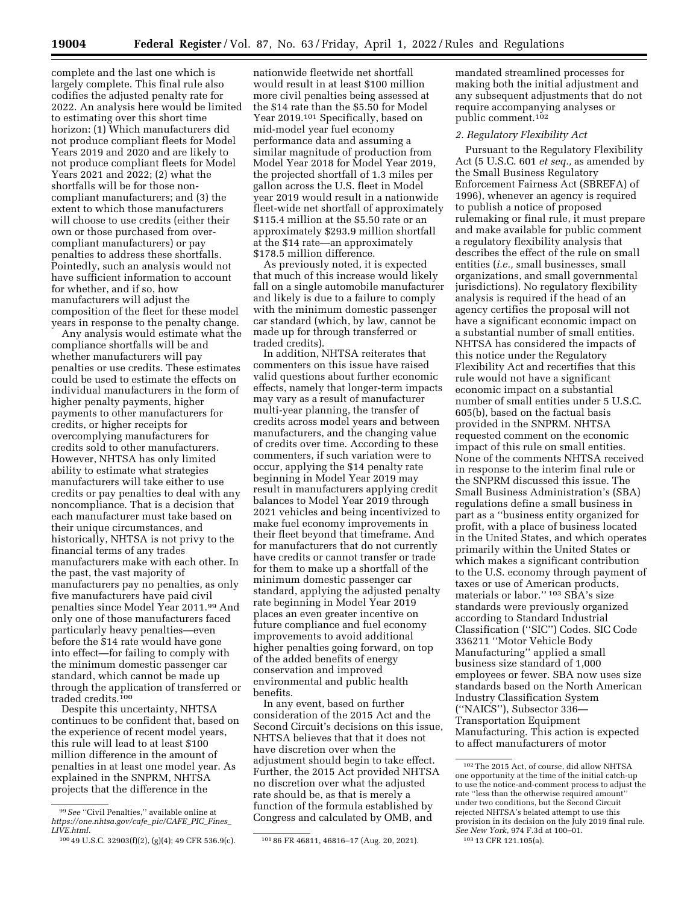complete and the last one which is largely complete. This final rule also codifies the adjusted penalty rate for 2022. An analysis here would be limited to estimating over this short time horizon: (1) Which manufacturers did not produce compliant fleets for Model Years 2019 and 2020 and are likely to not produce compliant fleets for Model Years 2021 and 2022; (2) what the shortfalls will be for those non-compliant manufacturers; and (3) the extent to which those manufacturers will choose to use credits (either their own or those purchased from over-compliant manufacturers) or pay penalties to address these shortfalls. Pointedly, such an analysis would not have sufficient information to account for whether, and if so, how manufacturers will adjust the composition of the fleet for these model years in response to the penalty change.

Any analysis would estimate what the compliance shortfalls will be and whether manufacturers will pay penalties or use credits. These estimates could be used to estimate the effects on individual manufacturers in the form of higher penalty payments, higher payments to other manufacturers for credits, or higher receipts for overcomplying manufacturers for credits sold to other manufacturers. However, NHTSA has only limited ability to estimate what strategies manufacturers will take either to use credits or pay penalties to deal with any noncompliance. That is a decision that each manufacturer must take based on their unique circumstances, and historically, NHTSA is not privy to the financial terms of any trades manufacturers make with each other. In the past, the vast majority of manufacturers pay no penalties, as only five manufacturers have paid civil penalties since Model Year 2011.[99] And only one of those manufacturers faced particularly heavy penalties—even before the $14 rate would have gone into effect—for failing to comply with the minimum domestic passenger car standard, which cannot be made up through the application of transferred or traded credits.[100]

Despite this uncertainty, NHTSA continues to be confident that, based on the experience of recent model years, this rule will lead to at least $100 million difference in the amount of penalties in at least one model year. As explained in the SNPRM, NHTSA projects that the difference in the nationwide fleetwide net shortfall would result in at least $100 million more civil penalties being assessed at the $14 rate than the $5.50 for Model Year 2019.[101] Specifically, based on mid-model year fuel economy performance data and assuming a similar magnitude of production from Model Year 2018 for Model Year 2019, the projected shortfall of 1.3 miles per gallon across the U.S. fleet in Model year 2019 would result in a nationwide fleet-wide net shortfall of approximately $115.4 million at the $5.50 rate or an approximately $293.9 million shortfall at the $14 rate—an approximately $178.5 million difference.

As previously noted, it is expected that much of this increase would likely fall on a single automobile manufacturer and likely is due to a failure to comply with the minimum domestic passenger car standard (which, by law, cannot be made up for through transferred or traded credits).

In addition, NHTSA reiterates that commenters on this issue have raised valid questions about further economic effects, namely that longer-term impacts may vary as a result of manufacturer multi-year planning, the transfer of credits across model years and between manufacturers, and the changing value of credits over time. According to these commenters, if such variation were to occur, applying the $14 penalty rate beginning in Model Year 2019 may result in manufacturers applying credit balances to Model Year 2019 through 2021 vehicles and being incentivized to make fuel economy improvements in their fleet beyond that timeframe. And for manufacturers that do not currently have credits or cannot transfer or trade for them to make up a shortfall of the minimum domestic passenger car standard, applying the adjusted penalty rate beginning in Model Year 2019 places an even greater incentive on future compliance and fuel economy improvements to avoid additional higher penalties going forward, on top of the added benefits of energy conservation and improved environmental and public health benefits.

In any event, based on further consideration of the 2015 Act and the Second Circuit's decisions on this issue, NHTSA believes that that it does not have discretion over when the adjustment should begin to take effect. Further, the 2015 Act provided NHTSA no discretion over what the adjusted rate should be, as that is merely a function of the formula established by Congress and calculated by OMB, and mandated streamlined processes for making both the initial adjustment and any subsequent adjustments that do not require accompanying analyses or public comment.[102]

### 2. Regulatory Flexibility Act

Pursuant to the Regulatory Flexibility Act (5 U.S.C. 601 *et seq.*, as amended by the Small Business Regulatory Enforcement Fairness Act (SBREFA) of 1996), whenever an agency is required to publish a notice of proposed rulemaking or final rule, it must prepare and make available for public comment a regulatory flexibility analysis that describes the effect of the rule on small entities (*i.e.*, small businesses, small organizations, and small governmental jurisdictions). No regulatory flexibility analysis is required if the head of an agency certifies the proposal will not have a significant economic impact on a substantial number of small entities. NHTSA has considered the impacts of this notice under the Regulatory Flexibility Act and recertifies that this rule would not have a significant economic impact on a substantial number of small entities under 5 U.S.C. 605(b), based on the factual basis provided in the SNPRM. NHTSA requested comment on the economic impact of this rule on small entities. None of the comments NHTSA received in response to the interim final rule or the SNPRM discussed this issue. The Small Business Administration's (SBA) regulations define a small business in part as a ''business entity organized for profit, with a place of business located in the United States, and which operates primarily within the United States or which makes a significant contribution to the U.S. economy through payment of taxes or use of American products, materials or labor.'' [103] SBA's size standards were previously organized according to Standard Industrial Classification (''SIC'') Codes. SIC Code 336211 ''Motor Vehicle Body Manufacturing'' applied a small business size standard of 1,000 employees or fewer. SBA now uses size standards based on the North American Industry Classification System (''NAICS''), Subsector 336—Transportation Equipment Manufacturing. This action is expected to affect manufacturers of motor

---

[99] *See* ''Civil Penalties,'' available online at *https://one.nhtsa.gov/cafe_pic/CAFE_PIC_Fines_LIVE.html*.

[100] 49 U.S.C. 32903(f)(2), (g)(4); 49 CFR 536.9(c).

[101] 86 FR 46811, 46816–17 (Aug. 20, 2021).

[102] The 2015 Act, of course, did allow NHTSA one opportunity at the time of the initial catch-up to use the notice-and-comment process to adjust the rate ''less than the otherwise required amount'' under two conditions, but the Second Circuit rejected NHTSA's belated attempt to use this provision in its decision on the July 2019 final rule. *See New York*, 974 F.3d at 100–01.

[103] 13 CFR 121.105(a).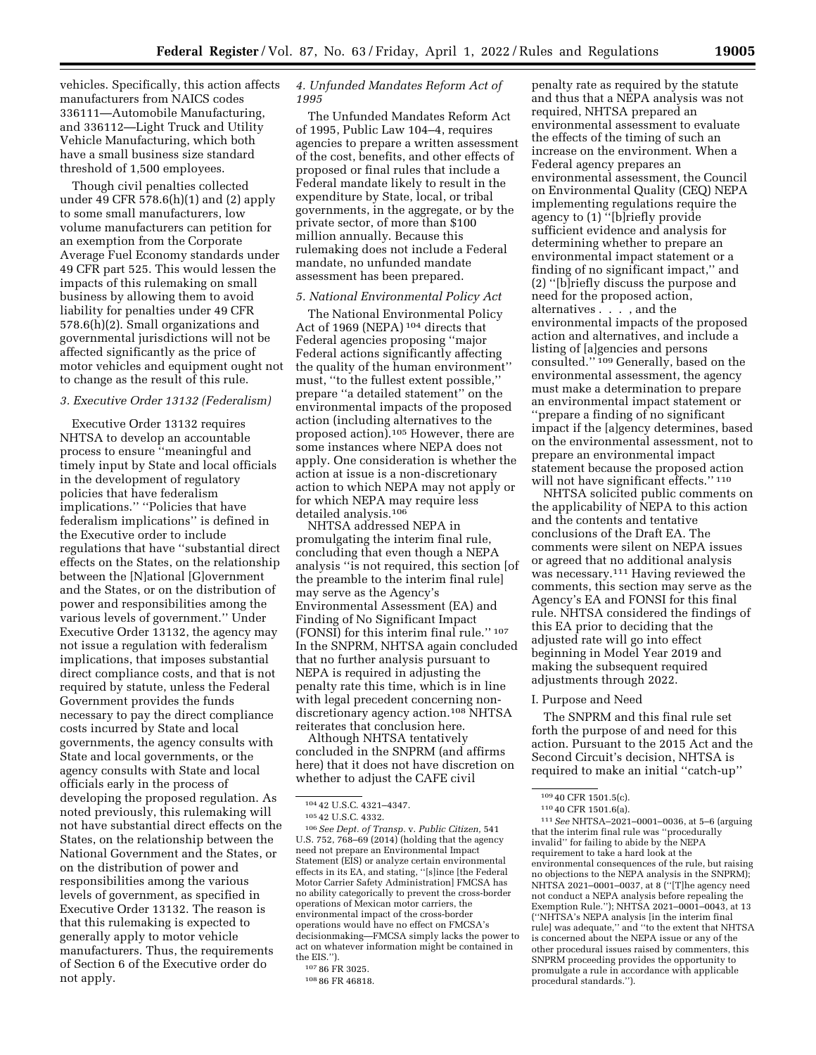vehicles. Specifically, this action affects manufacturers from NAICS codes 336111—Automobile Manufacturing, and 336112—Light Truck and Utility Vehicle Manufacturing, which both have a small business size standard threshold of 1,500 employees.

Though civil penalties collected under 49 CFR 578.6(h)(1) and (2) apply to some small manufacturers, low volume manufacturers can petition for an exemption from the Corporate Average Fuel Economy standards under 49 CFR part 525. This would lessen the impacts of this rulemaking on small business by allowing them to avoid liability for penalties under 49 CFR 578.6(h)(2). Small organizations and governmental jurisdictions will not be affected significantly as the price of motor vehicles and equipment ought not to change as the result of this rule.

### *3. Executive Order 13132 (Federalism)*

Executive Order 13132 requires NHTSA to develop an accountable process to ensure ''meaningful and timely input by State and local officials in the development of regulatory policies that have federalism implications.'' ''Policies that have federalism implications'' is defined in the Executive order to include regulations that have ''substantial direct effects on the States, on the relationship between the [N]ational [G]overnment and the States, or on the distribution of power and responsibilities among the various levels of government.'' Under Executive Order 13132, the agency may not issue a regulation with federalism implications, that imposes substantial direct compliance costs, and that is not required by statute, unless the Federal Government provides the funds necessary to pay the direct compliance costs incurred by State and local governments, the agency consults with State and local governments, or the agency consults with State and local officials early in the process of developing the proposed regulation. As noted previously, this rulemaking will not have substantial direct effects on the States, on the relationship between the National Government and the States, or on the distribution of power and responsibilities among the various levels of government, as specified in Executive Order 13132. The reason is that this rulemaking is expected to generally apply to motor vehicle manufacturers. Thus, the requirements of Section 6 of the Executive order do not apply.

### *4. Unfunded Mandates Reform Act of 1995*

The Unfunded Mandates Reform Act of 1995, Public Law 104–4, requires agencies to prepare a written assessment of the cost, benefits, and other effects of proposed or final rules that include a Federal mandate likely to result in the expenditure by State, local, or tribal governments, in the aggregate, or by the private sector, of more than $100 million annually. Because this rulemaking does not include a Federal mandate, no unfunded mandate assessment has been prepared.

### *5. National Environmental Policy Act*

The National Environmental Policy Act of 1969 (NEPA) [104] directs that Federal agencies proposing ''major Federal actions significantly affecting the quality of the human environment'' must, ''to the fullest extent possible,'' prepare ''a detailed statement'' on the environmental impacts of the proposed action (including alternatives to the proposed action).[105] However, there are some instances where NEPA does not apply. One consideration is whether the action at issue is a non-discretionary action to which NEPA may not apply or for which NEPA may require less detailed analysis.[106]

NHTSA addressed NEPA in promulgating the interim final rule, concluding that even though a NEPA analysis ''is not required, this section [of the preamble to the interim final rule] may serve as the Agency's Environmental Assessment (EA) and Finding of No Significant Impact (FONSI) for this interim final rule.'' [107] In the SNPRM, NHTSA again concluded that no further analysis pursuant to NEPA is required in adjusting the penalty rate this time, which is in line with legal precedent concerning non-discretionary agency action.[108] NHTSA reiterates that conclusion here.

Although NHTSA tentatively concluded in the SNPRM (and affirms here) that it does not have discretion on whether to adjust the CAFE civil penalty rate as required by the statute and thus that a NEPA analysis was not required, NHTSA prepared an environmental assessment to evaluate the effects of the timing of such an increase on the environment. When a Federal agency prepares an environmental assessment, the Council on Environmental Quality (CEQ) NEPA implementing regulations require the agency to (1) ''[b]riefly provide sufficient evidence and analysis for determining whether to prepare an environmental impact statement or a finding of no significant impact,'' and (2) ''[b]riefly discuss the purpose and need for the proposed action, alternatives . . . , and the environmental impacts of the proposed action and alternatives, and include a listing of [a]gencies and persons consulted.'' [109] Generally, based on the environmental assessment, the agency must make a determination to prepare an environmental impact statement or ''prepare a finding of no significant impact if the [a]gency determines, based on the environmental assessment, not to prepare an environmental impact statement because the proposed action will not have significant effects.'' [110]

NHTSA solicited public comments on the applicability of NEPA to this action and the contents and tentative conclusions of the Draft EA. The comments were silent on NEPA issues or agreed that no additional analysis was necessary.[111] Having reviewed the comments, this section may serve as the Agency's EA and FONSI for this final rule. NHTSA considered the findings of this EA prior to deciding that the adjusted rate will go into effect beginning in Model Year 2019 and making the subsequent required adjustments through 2022.

#### I. Purpose and Need

The SNPRM and this final rule set forth the purpose of and need for this action. Pursuant to the 2015 Act and the Second Circuit's decision, NHTSA is required to make an initial ''catch-up''

---

[104] 42 U.S.C. 4321–4347.

[105] 42 U.S.C. 4332.

[106] *See Dept. of Transp.* v. *Public Citizen,* 541 U.S. 752, 768–69 (2014) (holding that the agency need not prepare an Environmental Impact Statement (EIS) or analyze certain environmental effects in its EA, and stating, ''[s]ince [the Federal Motor Carrier Safety Administration] FMCSA has no ability categorically to prevent the cross-border operations of Mexican motor carriers, the environmental impact of the cross-border operations would have no effect on FMCSA's decisionmaking—FMCSA simply lacks the power to act on whatever information might be contained in the EIS.'').

[107] 86 FR 3025.

[108] 86 FR 46818.

[109] 40 CFR 1501.5(c).

[110] 40 CFR 1501.6(a).

[111] *See* NHTSA–2021–0001–0036, at 5–6 (arguing that the interim final rule was ''procedurally invalid'' for failing to abide by the NEPA requirement to take a hard look at the environmental consequences of the rule, but raising no objections to the NEPA analysis in the SNPRM); NHTSA 2021–0001–0037, at 8 (''[T]he agency need not conduct a NEPA analysis before repealing the Exemption Rule.''); NHTSA 2021–0001–0043, at 13 (''NHTSA's NEPA analysis [in the interim final rule] was adequate,'' and ''to the extent that NHTSA is concerned about the NEPA issue or any of the other procedural issues raised by commenters, this SNPRM proceeding provides the opportunity to promulgate a rule in accordance with applicable procedural standards.'').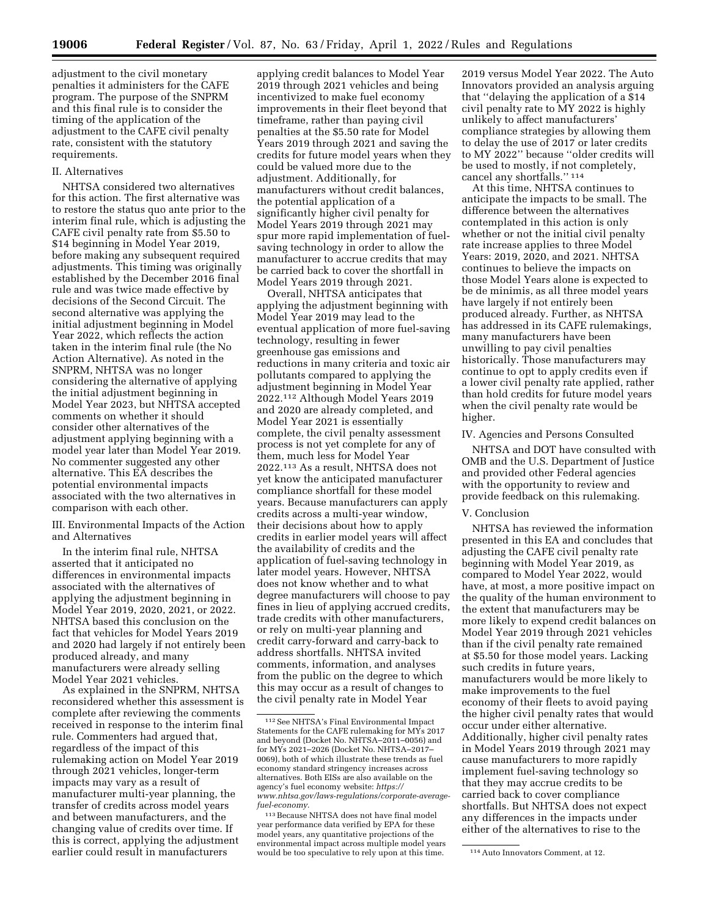adjustment to the civil monetary penalties it administers for the CAFE program. The purpose of the SNPRM and this final rule is to consider the timing of the application of the adjustment to the CAFE civil penalty rate, consistent with the statutory requirements.

II. Alternatives

NHTSA considered two alternatives for this action. The first alternative was to restore the status quo ante prior to the interim final rule, which is adjusting the CAFE civil penalty rate from $5.50 to $14 beginning in Model Year 2019, before making any subsequent required adjustments. This timing was originally established by the December 2016 final rule and was twice made effective by decisions of the Second Circuit. The second alternative was applying the initial adjustment beginning in Model Year 2022, which reflects the action taken in the interim final rule (the No Action Alternative). As noted in the SNPRM, NHTSA was no longer considering the alternative of applying the initial adjustment beginning in Model Year 2023, but NHTSA accepted comments on whether it should consider other alternatives of the adjustment applying beginning with a model year later than Model Year 2019. No commenter suggested any other alternative. This EA describes the potential environmental impacts associated with the two alternatives in comparison with each other.

III. Environmental Impacts of the Action and Alternatives

In the interim final rule, NHTSA asserted that it anticipated no differences in environmental impacts associated with the alternatives of applying the adjustment beginning in Model Year 2019, 2020, 2021, or 2022. NHTSA based this conclusion on the fact that vehicles for Model Years 2019 and 2020 had largely if not entirely been produced already, and many manufacturers were already selling Model Year 2021 vehicles.

As explained in the SNPRM, NHTSA reconsidered whether this assessment is complete after reviewing the comments received in response to the interim final rule. Commenters had argued that, regardless of the impact of this rulemaking action on Model Year 2019 through 2021 vehicles, longer-term impacts may vary as a result of manufacturer multi-year planning, the transfer of credits across model years and between manufacturers, and the changing value of credits over time. If this is correct, applying the adjustment earlier could result in manufacturers applying credit balances to Model Year 2019 through 2021 vehicles and being incentivized to make fuel economy improvements in their fleet beyond that timeframe, rather than paying civil penalties at the $5.50 rate for Model Years 2019 through 2021 and saving the credits for future model years when they could be valued more due to the adjustment. Additionally, for manufacturers without credit balances, the potential application of a significantly higher civil penalty for Model Years 2019 through 2021 may spur more rapid implementation of fuel-saving technology in order to allow the manufacturer to accrue credits that may be carried back to cover the shortfall in Model Years 2019 through 2021.

Overall, NHTSA anticipates that applying the adjustment beginning with Model Year 2019 may lead to the eventual application of more fuel-saving technology, resulting in fewer greenhouse gas emissions and reductions in many criteria and toxic air pollutants compared to applying the adjustment beginning in Model Year 2022.[112] Although Model Years 2019 and 2020 are already completed, and Model Year 2021 is essentially complete, the civil penalty assessment process is not yet complete for any of them, much less for Model Year 2022.[113] As a result, NHTSA does not yet know the anticipated manufacturer compliance shortfall for these model years. Because manufacturers can apply credits across a multi-year window, their decisions about how to apply credits in earlier model years will affect the availability of credits and the application of fuel-saving technology in later model years. However, NHTSA does not know whether and to what degree manufacturers will choose to pay fines in lieu of applying accrued credits, trade credits with other manufacturers, or rely on multi-year planning and credit carry-forward and carry-back to address shortfalls. NHTSA invited comments, information, and analyses from the public on the degree to which this may occur as a result of changes to the civil penalty rate in Model Year 2019 versus Model Year 2022. The Auto Innovators provided an analysis arguing that "delaying the application of a $14 civil penalty rate to MY 2022 is highly unlikely to affect manufacturers' compliance strategies by allowing them to delay the use of 2017 or later credits to MY 2022" because "older credits will be used to mostly, if not completely, cancel any shortfalls."[114]

At this time, NHTSA continues to anticipate the impacts to be small. The difference between the alternatives contemplated in this action is only whether or not the initial civil penalty rate increase applies to three Model Years: 2019, 2020, and 2021. NHTSA continues to believe the impacts on those Model Years alone is expected to be de minimis, as all three model years have largely if not entirely been produced already. Further, as NHTSA has addressed in its CAFE rulemakings, many manufacturers have been unwilling to pay civil penalties historically. Those manufacturers may continue to opt to apply credits even if a lower civil penalty rate applied, rather than hold credits for future model years when the civil penalty rate would be higher.

IV. Agencies and Persons Consulted

NHTSA and DOT have consulted with OMB and the U.S. Department of Justice and provided other Federal agencies with the opportunity to review and provide feedback on this rulemaking.

V. Conclusion

NHTSA has reviewed the information presented in this EA and concludes that adjusting the CAFE civil penalty rate beginning with Model Year 2019, as compared to Model Year 2022, would have, at most, a more positive impact on the quality of the human environment to the extent that manufacturers may be more likely to expend credit balances on Model Year 2019 through 2021 vehicles than if the civil penalty rate remained at $5.50 for those model years. Lacking such credits in future years, manufacturers would be more likely to make improvements to the fuel economy of their fleets to avoid paying the higher civil penalty rates that would occur under either alternative. Additionally, higher civil penalty rates in Model Years 2019 through 2021 may cause manufacturers to more rapidly implement fuel-saving technology so that they may accrue credits to be carried back to cover compliance shortfalls. But NHTSA does not expect any differences in the impacts under either of the alternatives to rise to the

---

[112] See NHTSA's Final Environmental Impact Statements for the CAFE rulemaking for MYs 2017 and beyond (Docket No. NHTSA–2011–0056) and for MYs 2021–2026 (Docket No. NHTSA–2017–0069), both of which illustrate these trends as fuel economy standard stringency increases across alternatives. Both EISs are also available on the agency's fuel economy website: *https://www.nhtsa.gov/laws-regulations/corporate-average-fuel-economy*.

[113] Because NHTSA does not have final model year performance data verified by EPA for these model years, any quantitative projections of the environmental impact across multiple model years would be too speculative to rely upon at this time.

[114] Auto Innovators Comment, at 12.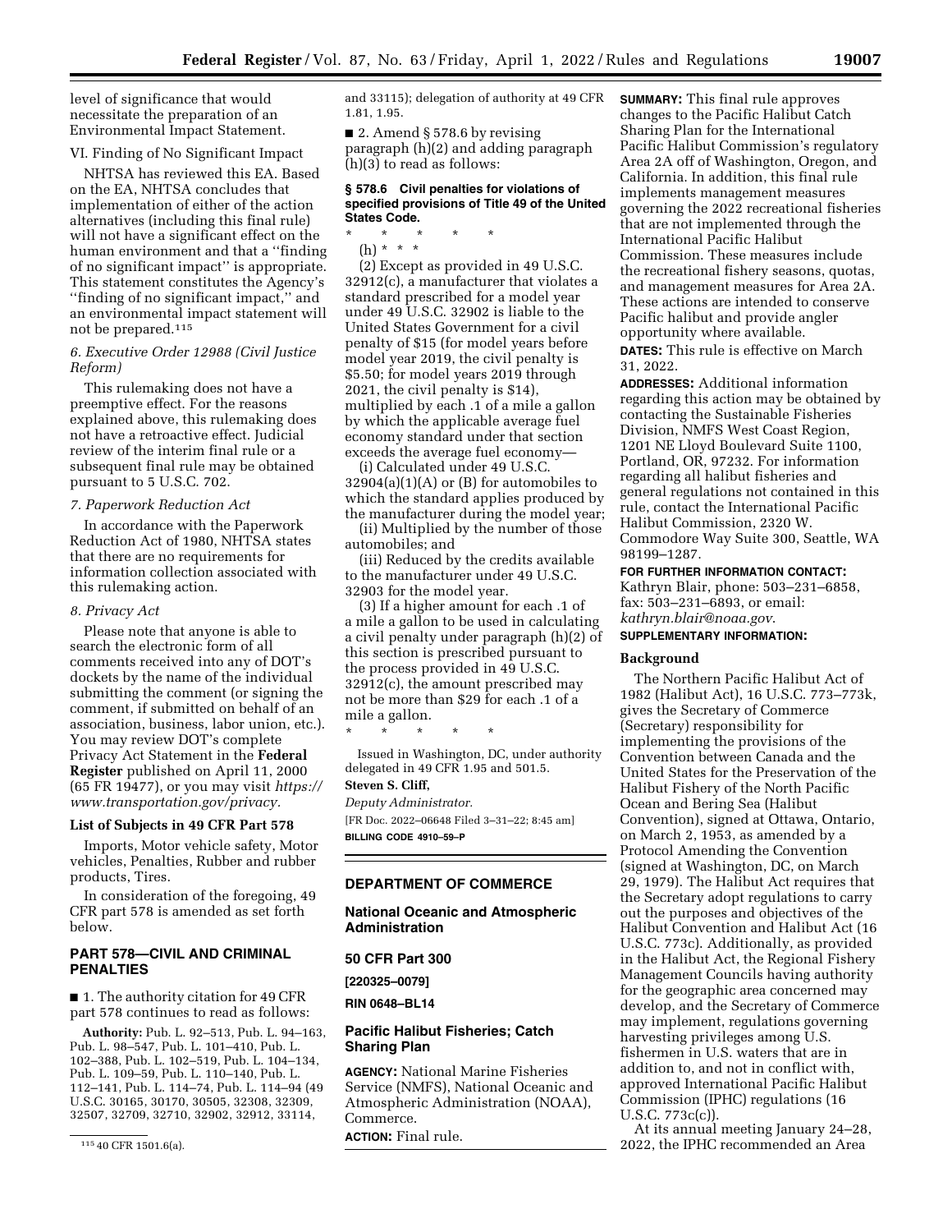level of significance that would necessitate the preparation of an Environmental Impact Statement.

VI. Finding of No Significant Impact

NHTSA has reviewed this EA. Based on the EA, NHTSA concludes that implementation of either of the action alternatives (including this final rule) will not have a significant effect on the human environment and that a ''finding of no significant impact'' is appropriate. This statement constitutes the Agency's ''finding of no significant impact,'' and an environmental impact statement will not be prepared.[115]

### *6. Executive Order 12988 (Civil Justice Reform)*

This rulemaking does not have a preemptive effect. For the reasons explained above, this rulemaking does not have a retroactive effect. Judicial review of the interim final rule or a subsequent final rule may be obtained pursuant to 5 U.S.C. 702.

### *7. Paperwork Reduction Act*

In accordance with the Paperwork Reduction Act of 1980, NHTSA states that there are no requirements for information collection associated with this rulemaking action.

### *8. Privacy Act*

Please note that anyone is able to search the electronic form of all comments received into any of DOT's dockets by the name of the individual submitting the comment (or signing the comment, if submitted on behalf of an association, business, labor union, etc.). You may review DOT's complete Privacy Act Statement in the **Federal Register** published on April 11, 2000 (65 FR 19477), or you may visit *https://www.transportation.gov/privacy.*

### List of Subjects in 49 CFR Part 578

Imports, Motor vehicle safety, Motor vehicles, Penalties, Rubber and rubber products, Tires.

In consideration of the foregoing, 49 CFR part 578 is amended as set forth below.

## PART 578—CIVIL AND CRIMINAL PENALTIES

■ 1. The authority citation for 49 CFR part 578 continues to read as follows:

**Authority:** Pub. L. 92–513, Pub. L. 94–163, Pub. L. 98–547, Pub. L. 101–410, Pub. L. 102–388, Pub. L. 102–519, Pub. L. 104–134, Pub. L. 109–59, Pub. L. 110–140, Pub. L. 112–141, Pub. L. 114–74, Pub. L. 114–94 (49 U.S.C. 30165, 30170, 30505, 32308, 32309, 32507, 32709, 32710, 32902, 32912, 33114, and 33115); delegation of authority at 49 CFR 1.81, 1.95.

■ 2. Amend § 578.6 by revising paragraph (h)(2) and adding paragraph (h)(3) to read as follows:

**§ 578.6 Civil penalties for violations of specified provisions of Title 49 of the United States Code.**

\* \* \* \* \*

(h) \* \* \*

(2) Except as provided in 49 U.S.C. 32912(c), a manufacturer that violates a standard prescribed for a model year under 49 U.S.C. 32902 is liable to the United States Government for a civil penalty of $15 (for model years before model year 2019, the civil penalty is $5.50; for model years 2019 through 2021, the civil penalty is $14), multiplied by each .1 of a mile a gallon by which the applicable average fuel economy standard under that section exceeds the average fuel economy—

(i) Calculated under 49 U.S.C. 32904(a)(1)(A) or (B) for automobiles to which the standard applies produced by the manufacturer during the model year;

(ii) Multiplied by the number of those automobiles; and

(iii) Reduced by the credits available to the manufacturer under 49 U.S.C. 32903 for the model year.

(3) If a higher amount for each .1 of a mile a gallon to be used in calculating a civil penalty under paragraph (h)(2) of this section is prescribed pursuant to the process provided in 49 U.S.C. 32912(c), the amount prescribed may not be more than $29 for each .1 of a mile a gallon.

\* \* \* \* \*

Issued in Washington, DC, under authority delegated in 49 CFR 1.95 and 501.5.

**Steven S. Cliff,**

*Deputy Administrator.*

[FR Doc. 2022–06648 Filed 3–31–22; 8:45 am]

**BILLING CODE 4910–59–P**

## DEPARTMENT OF COMMERCE

### National Oceanic and Atmospheric Administration

### 50 CFR Part 300

**[220325–0079]**

**RIN 0648–BL14**

### Pacific Halibut Fisheries; Catch Sharing Plan

**AGENCY:** National Marine Fisheries Service (NMFS), National Oceanic and Atmospheric Administration (NOAA), Commerce.

**ACTION:** Final rule.

**SUMMARY:** This final rule approves changes to the Pacific Halibut Catch Sharing Plan for the International Pacific Halibut Commission's regulatory Area 2A off of Washington, Oregon, and California. In addition, this final rule implements management measures governing the 2022 recreational fisheries that are not implemented through the International Pacific Halibut Commission. These measures include the recreational fishery seasons, quotas, and management measures for Area 2A. These actions are intended to conserve Pacific halibut and provide angler opportunity where available.

**DATES:** This rule is effective on March 31, 2022.

**ADDRESSES:** Additional information regarding this action may be obtained by contacting the Sustainable Fisheries Division, NMFS West Coast Region, 1201 NE Lloyd Boulevard Suite 1100, Portland, OR, 97232. For information regarding all halibut fisheries and general regulations not contained in this rule, contact the International Pacific Halibut Commission, 2320 W. Commodore Way Suite 300, Seattle, WA 98199–1287.

**FOR FURTHER INFORMATION CONTACT:** Kathryn Blair, phone: 503–231–6858, fax: 503–231–6893, or email: *kathryn.blair@noaa.gov*.

**SUPPLEMENTARY INFORMATION:**

### Background

The Northern Pacific Halibut Act of 1982 (Halibut Act), 16 U.S.C. 773–773k, gives the Secretary of Commerce (Secretary) responsibility for implementing the provisions of the Convention between Canada and the United States for the Preservation of the Halibut Fishery of the North Pacific Ocean and Bering Sea (Halibut Convention), signed at Ottawa, Ontario, on March 2, 1953, as amended by a Protocol Amending the Convention (signed at Washington, DC, on March 29, 1979). The Halibut Act requires that the Secretary adopt regulations to carry out the purposes and objectives of the Halibut Convention and Halibut Act (16 U.S.C. 773c). Additionally, as provided in the Halibut Act, the Regional Fishery Management Councils having authority for the geographic area concerned may develop, and the Secretary of Commerce may implement, regulations governing harvesting privileges among U.S. fishermen in U.S. waters that are in addition to, and not in conflict with, approved International Pacific Halibut Commission (IPHC) regulations (16 U.S.C. 773c(c)).

At its annual meeting January 24–28, 2022, the IPHC recommended an Area

[115] 40 CFR 1501.6(a).